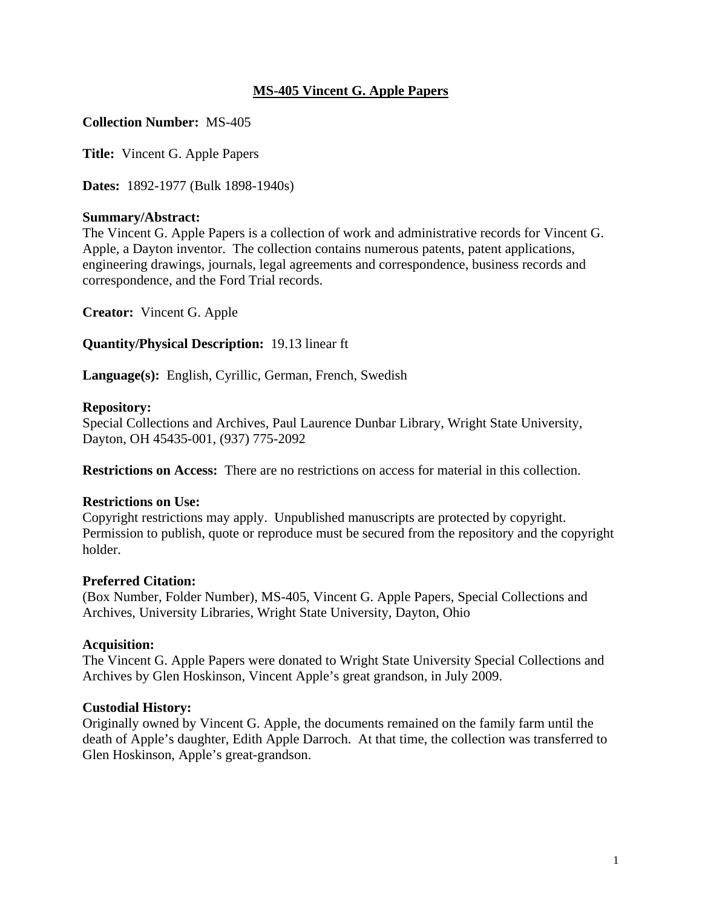# MS-405 Vincent G. Apple Papers

**Collection Number:** MS-405

**Title:** Vincent G. Apple Papers

**Dates:** 1892-1977 (Bulk 1898-1940s)

**Summary/Abstract:**
The Vincent G. Apple Papers is a collection of work and administrative records for Vincent G. Apple, a Dayton inventor. The collection contains numerous patents, patent applications, engineering drawings, journals, legal agreements and correspondence, business records and correspondence, and the Ford Trial records.

**Creator:** Vincent G. Apple

**Quantity/Physical Description:** 19.13 linear ft

**Language(s):** English, Cyrillic, German, French, Swedish

**Repository:**
Special Collections and Archives, Paul Laurence Dunbar Library, Wright State University, Dayton, OH 45435-001, (937) 775-2092

**Restrictions on Access:** There are no restrictions on access for material in this collection.

**Restrictions on Use:**
Copyright restrictions may apply. Unpublished manuscripts are protected by copyright. Permission to publish, quote or reproduce must be secured from the repository and the copyright holder.

**Preferred Citation:**
(Box Number, Folder Number), MS-405, Vincent G. Apple Papers, Special Collections and Archives, University Libraries, Wright State University, Dayton, Ohio

**Acquisition:**
The Vincent G. Apple Papers were donated to Wright State University Special Collections and Archives by Glen Hoskinson, Vincent Apple's great grandson, in July 2009.

**Custodial History:**
Originally owned by Vincent G. Apple, the documents remained on the family farm until the death of Apple's daughter, Edith Apple Darroch. At that time, the collection was transferred to Glen Hoskinson, Apple's great-grandson.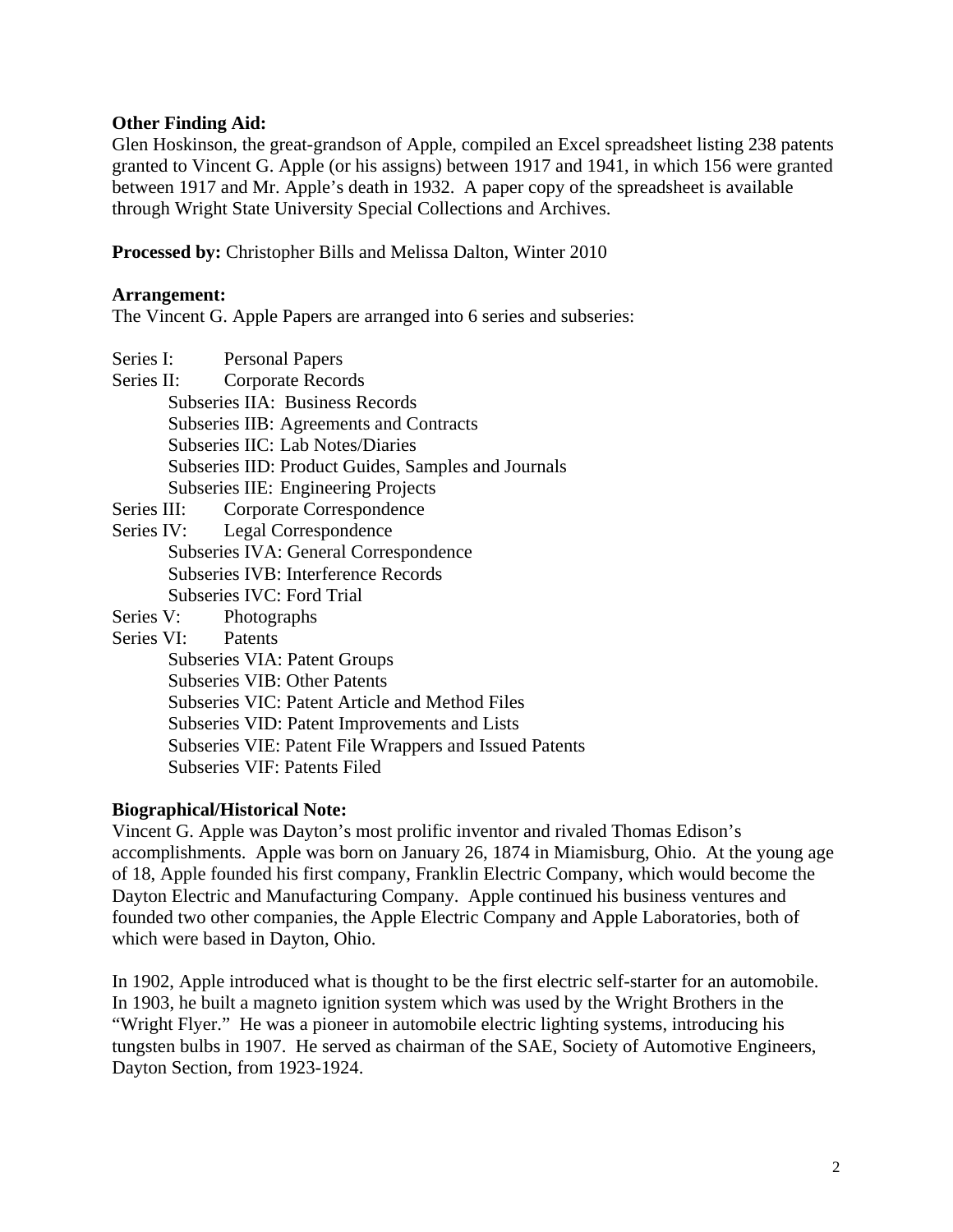**Other Finding Aid:**

Glen Hoskinson, the great-grandson of Apple, compiled an Excel spreadsheet listing 238 patents granted to Vincent G. Apple (or his assigns) between 1917 and 1941, in which 156 were granted between 1917 and Mr. Apple's death in 1932. A paper copy of the spreadsheet is available through Wright State University Special Collections and Archives.

**Processed by:** Christopher Bills and Melissa Dalton, Winter 2010

**Arrangement:**

The Vincent G. Apple Papers are arranged into 6 series and subseries:

- Series I: Personal Papers
- Series II: Corporate Records
  - Subseries IIA: Business Records
  - Subseries IIB: Agreements and Contracts
  - Subseries IIC: Lab Notes/Diaries
  - Subseries IID: Product Guides, Samples and Journals
  - Subseries IIE: Engineering Projects
- Series III: Corporate Correspondence
- Series IV: Legal Correspondence
  - Subseries IVA: General Correspondence
  - Subseries IVB: Interference Records
  - Subseries IVC: Ford Trial
- Series V: Photographs
- Series VI: Patents
  - Subseries VIA: Patent Groups
  - Subseries VIB: Other Patents
  - Subseries VIC: Patent Article and Method Files
  - Subseries VID: Patent Improvements and Lists
  - Subseries VIE: Patent File Wrappers and Issued Patents
  - Subseries VIF: Patents Filed

**Biographical/Historical Note:**

Vincent G. Apple was Dayton's most prolific inventor and rivaled Thomas Edison's accomplishments. Apple was born on January 26, 1874 in Miamisburg, Ohio. At the young age of 18, Apple founded his first company, Franklin Electric Company, which would become the Dayton Electric and Manufacturing Company. Apple continued his business ventures and founded two other companies, the Apple Electric Company and Apple Laboratories, both of which were based in Dayton, Ohio.

In 1902, Apple introduced what is thought to be the first electric self-starter for an automobile. In 1903, he built a magneto ignition system which was used by the Wright Brothers in the "Wright Flyer." He was a pioneer in automobile electric lighting systems, introducing his tungsten bulbs in 1907. He served as chairman of the SAE, Society of Automotive Engineers, Dayton Section, from 1923-1924.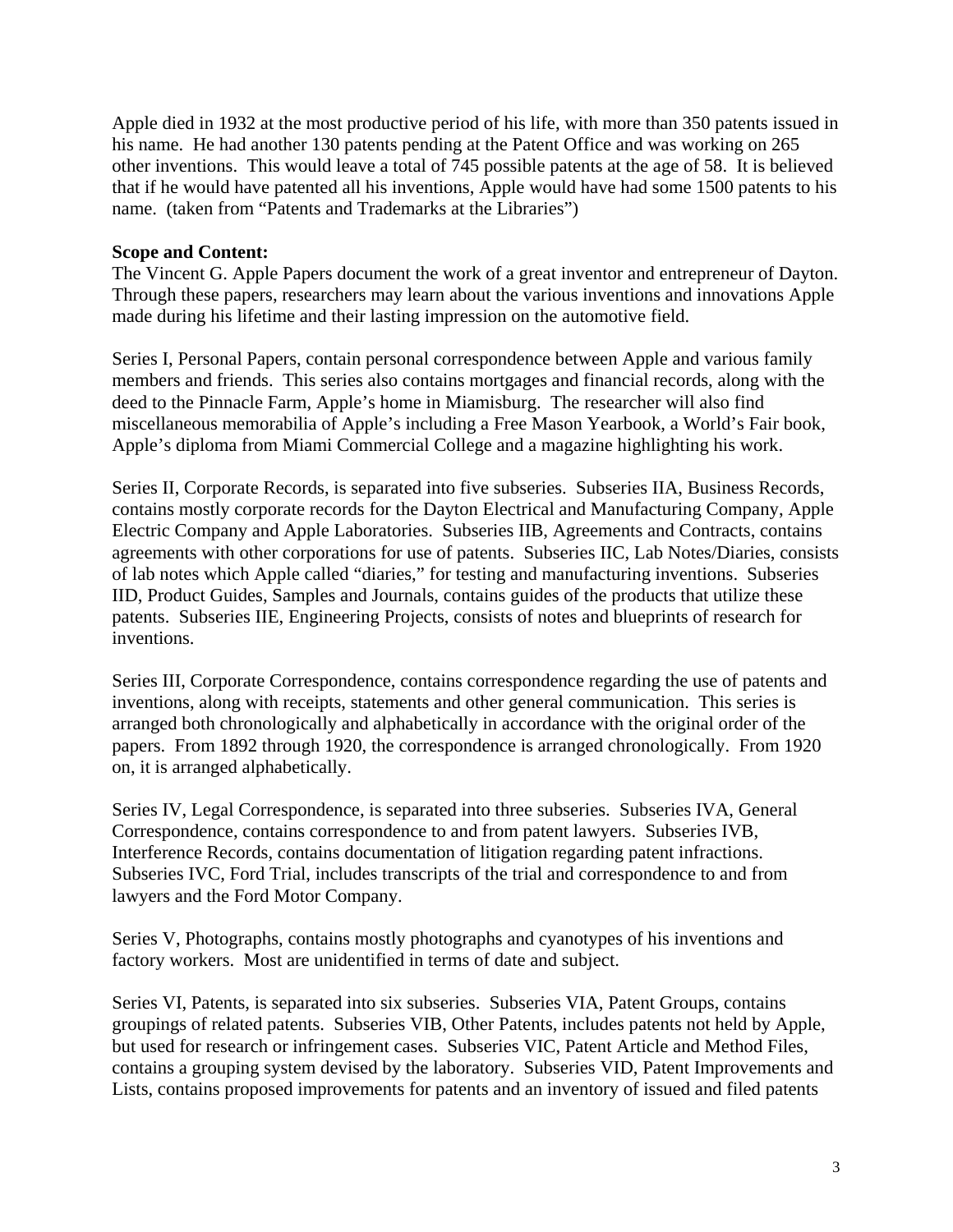Apple died in 1932 at the most productive period of his life, with more than 350 patents issued in his name. He had another 130 patents pending at the Patent Office and was working on 265 other inventions. This would leave a total of 745 possible patents at the age of 58. It is believed that if he would have patented all his inventions, Apple would have had some 1500 patents to his name. (taken from "Patents and Trademarks at the Libraries")

**Scope and Content:**
The Vincent G. Apple Papers document the work of a great inventor and entrepreneur of Dayton. Through these papers, researchers may learn about the various inventions and innovations Apple made during his lifetime and their lasting impression on the automotive field.

Series I, Personal Papers, contain personal correspondence between Apple and various family members and friends. This series also contains mortgages and financial records, along with the deed to the Pinnacle Farm, Apple's home in Miamisburg. The researcher will also find miscellaneous memorabilia of Apple's including a Free Mason Yearbook, a World's Fair book, Apple's diploma from Miami Commercial College and a magazine highlighting his work.

Series II, Corporate Records, is separated into five subseries. Subseries IIA, Business Records, contains mostly corporate records for the Dayton Electrical and Manufacturing Company, Apple Electric Company and Apple Laboratories. Subseries IIB, Agreements and Contracts, contains agreements with other corporations for use of patents. Subseries IIC, Lab Notes/Diaries, consists of lab notes which Apple called "diaries," for testing and manufacturing inventions. Subseries IID, Product Guides, Samples and Journals, contains guides of the products that utilize these patents. Subseries IIE, Engineering Projects, consists of notes and blueprints of research for inventions.

Series III, Corporate Correspondence, contains correspondence regarding the use of patents and inventions, along with receipts, statements and other general communication. This series is arranged both chronologically and alphabetically in accordance with the original order of the papers. From 1892 through 1920, the correspondence is arranged chronologically. From 1920 on, it is arranged alphabetically.

Series IV, Legal Correspondence, is separated into three subseries. Subseries IVA, General Correspondence, contains correspondence to and from patent lawyers. Subseries IVB, Interference Records, contains documentation of litigation regarding patent infractions. Subseries IVC, Ford Trial, includes transcripts of the trial and correspondence to and from lawyers and the Ford Motor Company.

Series V, Photographs, contains mostly photographs and cyanotypes of his inventions and factory workers. Most are unidentified in terms of date and subject.

Series VI, Patents, is separated into six subseries. Subseries VIA, Patent Groups, contains groupings of related patents. Subseries VIB, Other Patents, includes patents not held by Apple, but used for research or infringement cases. Subseries VIC, Patent Article and Method Files, contains a grouping system devised by the laboratory. Subseries VID, Patent Improvements and Lists, contains proposed improvements for patents and an inventory of issued and filed patents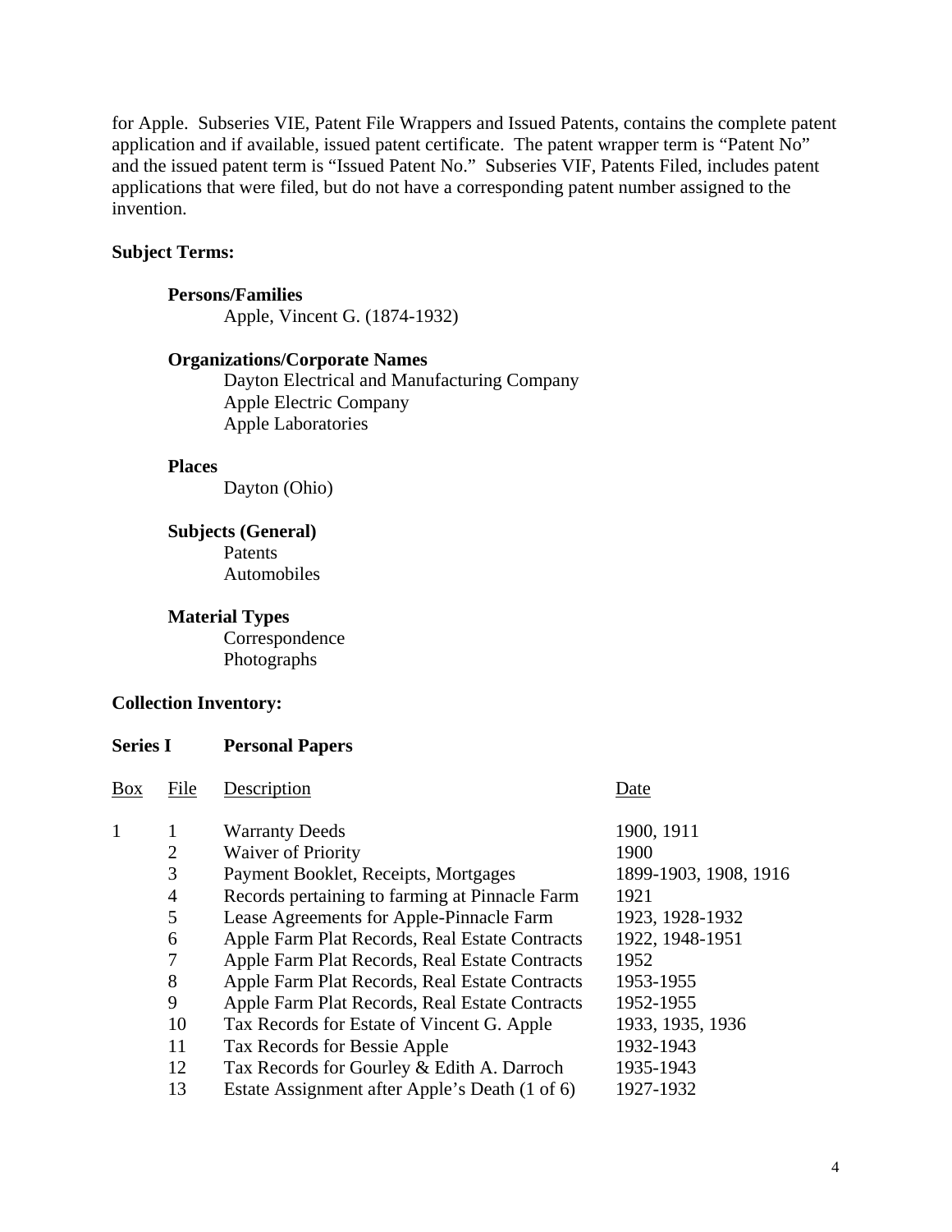for Apple. Subseries VIE, Patent File Wrappers and Issued Patents, contains the complete patent application and if available, issued patent certificate. The patent wrapper term is "Patent No" and the issued patent term is "Issued Patent No." Subseries VIF, Patents Filed, includes patent applications that were filed, but do not have a corresponding patent number assigned to the invention.

**Subject Terms:**

**Persons/Families**

Apple, Vincent G. (1874-1932)

**Organizations/Corporate Names**

Dayton Electrical and Manufacturing Company
Apple Electric Company
Apple Laboratories

**Places**

Dayton (Ohio)

**Subjects (General)**

Patents
Automobiles

**Material Types**

Correspondence
Photographs

**Collection Inventory:**

**Series I Personal Papers**

| Box | File | Description | Date |
|---|---|---|---|
| 1 | 1 | Warranty Deeds | 1900, 1911 |
| | 2 | Waiver of Priority | 1900 |
| | 3 | Payment Booklet, Receipts, Mortgages | 1899-1903, 1908, 1916 |
| | 4 | Records pertaining to farming at Pinnacle Farm | 1921 |
| | 5 | Lease Agreements for Apple-Pinnacle Farm | 1923, 1928-1932 |
| | 6 | Apple Farm Plat Records, Real Estate Contracts | 1922, 1948-1951 |
| | 7 | Apple Farm Plat Records, Real Estate Contracts | 1952 |
| | 8 | Apple Farm Plat Records, Real Estate Contracts | 1953-1955 |
| | 9 | Apple Farm Plat Records, Real Estate Contracts | 1952-1955 |
| | 10 | Tax Records for Estate of Vincent G. Apple | 1933, 1935, 1936 |
| | 11 | Tax Records for Bessie Apple | 1932-1943 |
| | 12 | Tax Records for Gourley & Edith A. Darroch | 1935-1943 |
| | 13 | Estate Assignment after Apple's Death (1 of 6) | 1927-1932 |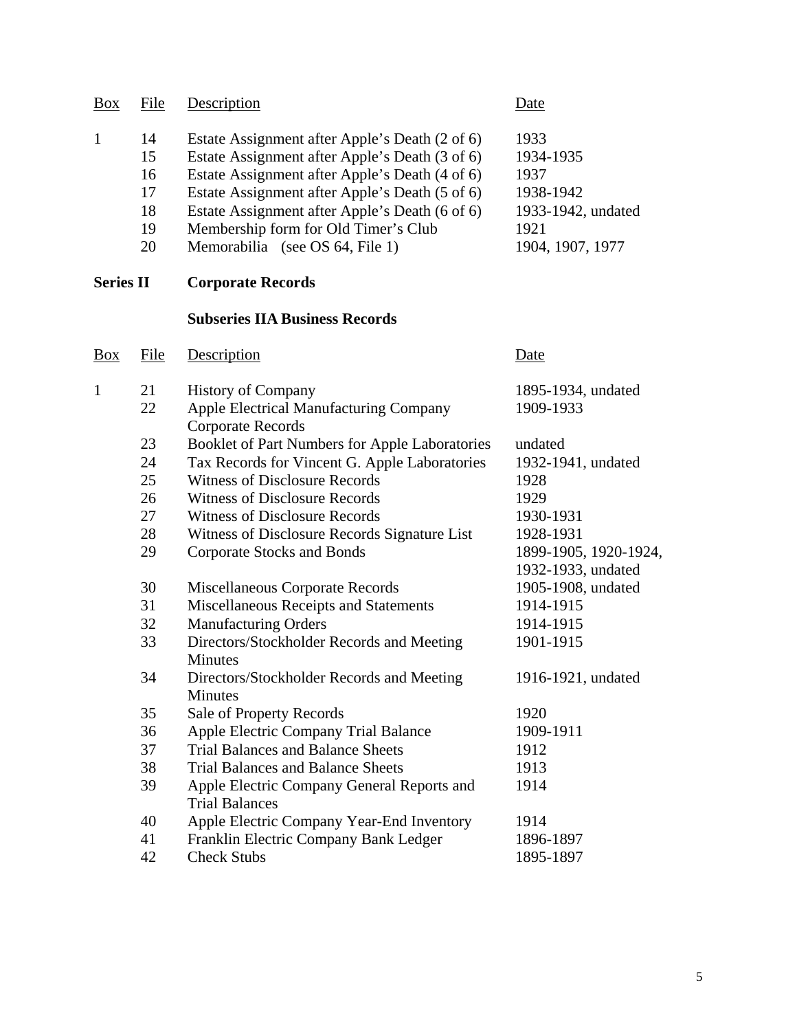| Box | File | Description | Date |
|---|---|---|---|
| 1 | 14 | Estate Assignment after Apple's Death (2 of 6) | 1933 |
| | 15 | Estate Assignment after Apple's Death (3 of 6) | 1934-1935 |
| | 16 | Estate Assignment after Apple's Death (4 of 6) | 1937 |
| | 17 | Estate Assignment after Apple's Death (5 of 6) | 1938-1942 |
| | 18 | Estate Assignment after Apple's Death (6 of 6) | 1933-1942, undated |
| | 19 | Membership form for Old Timer's Club | 1921 |
| | 20 | Memorabilia (see OS 64, File 1) | 1904, 1907, 1977 |

## Series II Corporate Records

### Subseries IIA Business Records

| Box | File | Description | Date |
|---|---|---|---|
| 1 | 21 | History of Company | 1895-1934, undated |
| | 22 | Apple Electrical Manufacturing Company Corporate Records | 1909-1933 |
| | 23 | Booklet of Part Numbers for Apple Laboratories | undated |
| | 24 | Tax Records for Vincent G. Apple Laboratories | 1932-1941, undated |
| | 25 | Witness of Disclosure Records | 1928 |
| | 26 | Witness of Disclosure Records | 1929 |
| | 27 | Witness of Disclosure Records | 1930-1931 |
| | 28 | Witness of Disclosure Records Signature List | 1928-1931 |
| | 29 | Corporate Stocks and Bonds | 1899-1905, 1920-1924, 1932-1933, undated |
| | 30 | Miscellaneous Corporate Records | 1905-1908, undated |
| | 31 | Miscellaneous Receipts and Statements | 1914-1915 |
| | 32 | Manufacturing Orders | 1914-1915 |
| | 33 | Directors/Stockholder Records and Meeting Minutes | 1901-1915 |
| | 34 | Directors/Stockholder Records and Meeting Minutes | 1916-1921, undated |
| | 35 | Sale of Property Records | 1920 |
| | 36 | Apple Electric Company Trial Balance | 1909-1911 |
| | 37 | Trial Balances and Balance Sheets | 1912 |
| | 38 | Trial Balances and Balance Sheets | 1913 |
| | 39 | Apple Electric Company General Reports and Trial Balances | 1914 |
| | 40 | Apple Electric Company Year-End Inventory | 1914 |
| | 41 | Franklin Electric Company Bank Ledger | 1896-1897 |
| | 42 | Check Stubs | 1895-1897 |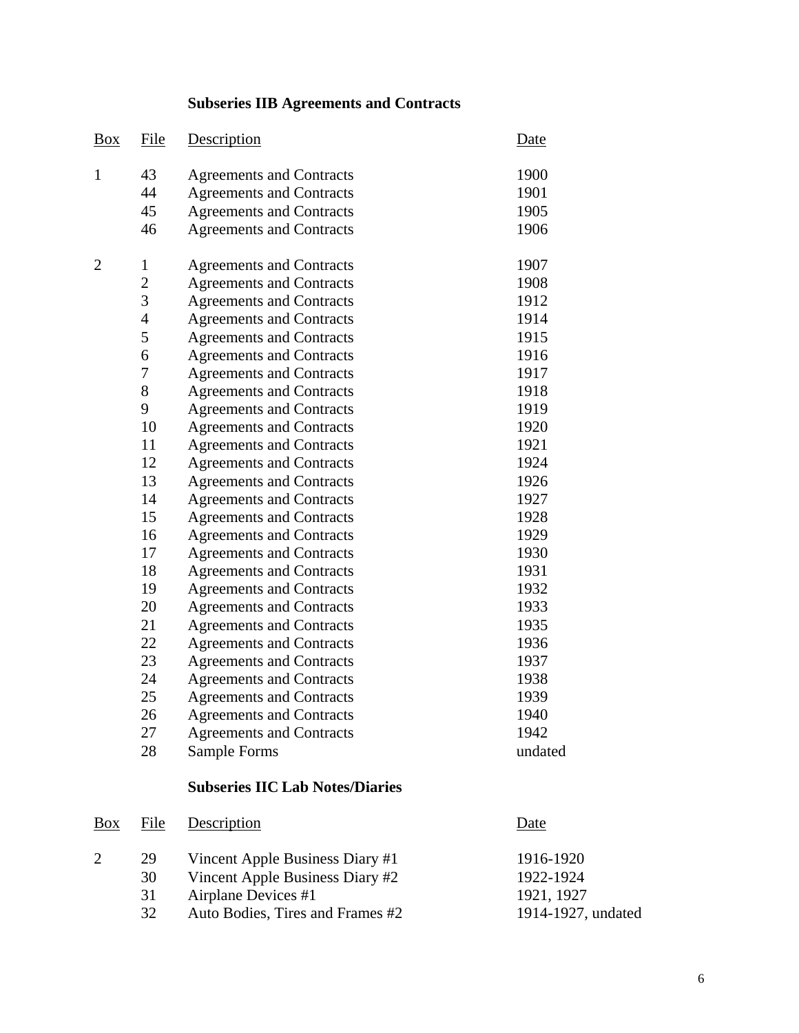### Subseries IIB Agreements and Contracts

| Box | File | Description | Date |
|---|---|---|---|
| 1 | 43 | Agreements and Contracts | 1900 |
| | 44 | Agreements and Contracts | 1901 |
| | 45 | Agreements and Contracts | 1905 |
| | 46 | Agreements and Contracts | 1906 |
| 2 | 1 | Agreements and Contracts | 1907 |
| | 2 | Agreements and Contracts | 1908 |
| | 3 | Agreements and Contracts | 1912 |
| | 4 | Agreements and Contracts | 1914 |
| | 5 | Agreements and Contracts | 1915 |
| | 6 | Agreements and Contracts | 1916 |
| | 7 | Agreements and Contracts | 1917 |
| | 8 | Agreements and Contracts | 1918 |
| | 9 | Agreements and Contracts | 1919 |
| | 10 | Agreements and Contracts | 1920 |
| | 11 | Agreements and Contracts | 1921 |
| | 12 | Agreements and Contracts | 1924 |
| | 13 | Agreements and Contracts | 1926 |
| | 14 | Agreements and Contracts | 1927 |
| | 15 | Agreements and Contracts | 1928 |
| | 16 | Agreements and Contracts | 1929 |
| | 17 | Agreements and Contracts | 1930 |
| | 18 | Agreements and Contracts | 1931 |
| | 19 | Agreements and Contracts | 1932 |
| | 20 | Agreements and Contracts | 1933 |
| | 21 | Agreements and Contracts | 1935 |
| | 22 | Agreements and Contracts | 1936 |
| | 23 | Agreements and Contracts | 1937 |
| | 24 | Agreements and Contracts | 1938 |
| | 25 | Agreements and Contracts | 1939 |
| | 26 | Agreements and Contracts | 1940 |
| | 27 | Agreements and Contracts | 1942 |
| | 28 | Sample Forms | undated |

### Subseries IIC Lab Notes/Diaries

| Box | File | Description | Date |
|---|---|---|---|
| 2 | 29 | Vincent Apple Business Diary #1 | 1916-1920 |
| | 30 | Vincent Apple Business Diary #2 | 1922-1924 |
| | 31 | Airplane Devices #1 | 1921, 1927 |
| | 32 | Auto Bodies, Tires and Frames #2 | 1914-1927, undated |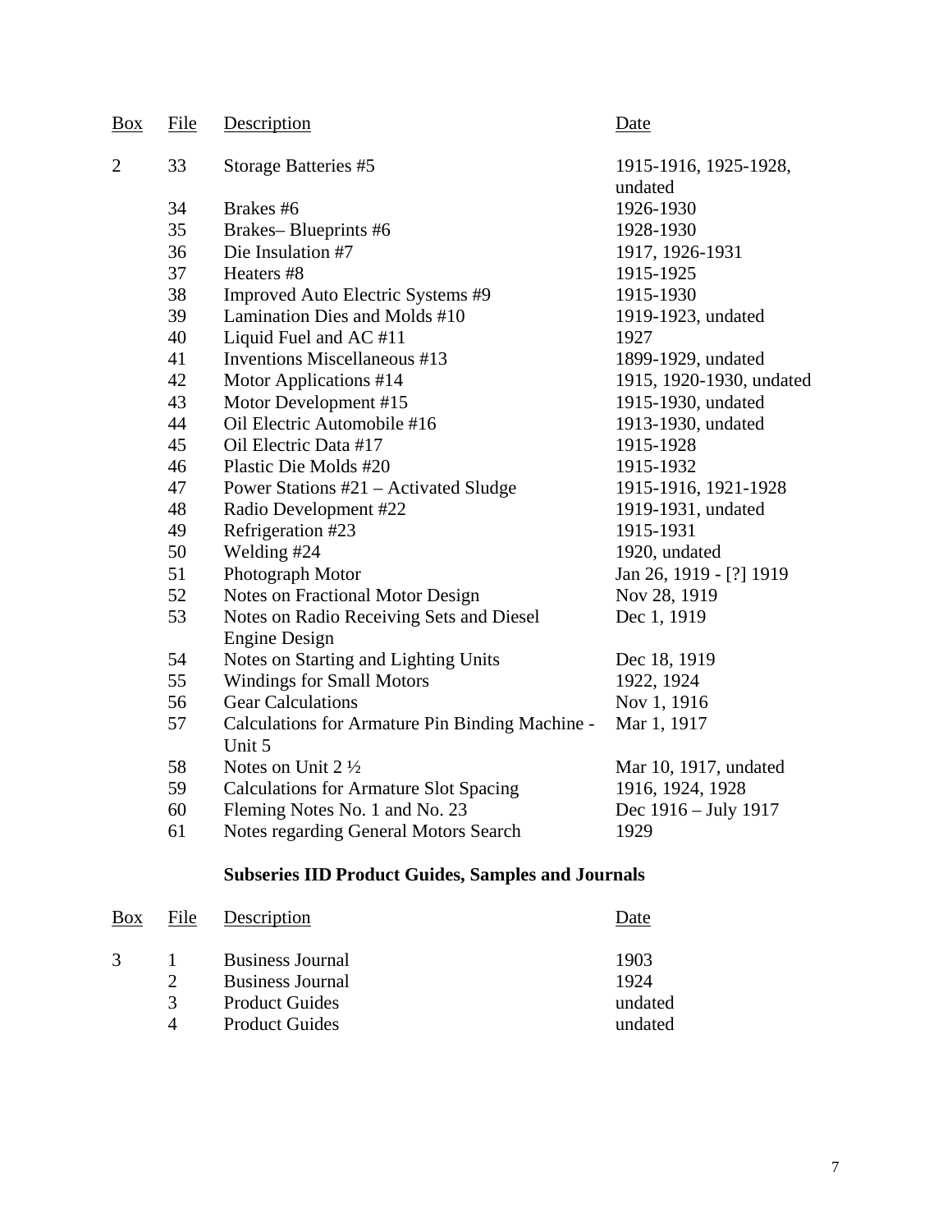| Box | File | Description | Date |
|---|---|---|---|
| 2 | 33 | Storage Batteries #5 | 1915-1916, 1925-1928, undated |
| | 34 | Brakes #6 | 1926-1930 |
| | 35 | Brakes– Blueprints #6 | 1928-1930 |
| | 36 | Die Insulation #7 | 1917, 1926-1931 |
| | 37 | Heaters #8 | 1915-1925 |
| | 38 | Improved Auto Electric Systems #9 | 1915-1930 |
| | 39 | Lamination Dies and Molds #10 | 1919-1923, undated |
| | 40 | Liquid Fuel and AC #11 | 1927 |
| | 41 | Inventions Miscellaneous #13 | 1899-1929, undated |
| | 42 | Motor Applications #14 | 1915, 1920-1930, undated |
| | 43 | Motor Development #15 | 1915-1930, undated |
| | 44 | Oil Electric Automobile #16 | 1913-1930, undated |
| | 45 | Oil Electric Data #17 | 1915-1928 |
| | 46 | Plastic Die Molds #20 | 1915-1932 |
| | 47 | Power Stations #21 – Activated Sludge | 1915-1916, 1921-1928 |
| | 48 | Radio Development #22 | 1919-1931, undated |
| | 49 | Refrigeration #23 | 1915-1931 |
| | 50 | Welding #24 | 1920, undated |
| | 51 | Photograph Motor | Jan 26, 1919 - [?] 1919 |
| | 52 | Notes on Fractional Motor Design | Nov 28, 1919 |
| | 53 | Notes on Radio Receiving Sets and Diesel Engine Design | Dec 1, 1919 |
| | 54 | Notes on Starting and Lighting Units | Dec 18, 1919 |
| | 55 | Windings for Small Motors | 1922, 1924 |
| | 56 | Gear Calculations | Nov 1, 1916 |
| | 57 | Calculations for Armature Pin Binding Machine - Unit 5 | Mar 1, 1917 |
| | 58 | Notes on Unit 2 ½ | Mar 10, 1917, undated |
| | 59 | Calculations for Armature Slot Spacing | 1916, 1924, 1928 |
| | 60 | Fleming Notes No. 1 and No. 23 | Dec 1916 – July 1917 |
| | 61 | Notes regarding General Motors Search | 1929 |

**Subseries IID Product Guides, Samples and Journals**

| Box | File | Description | Date |
|---|---|---|---|
| 3 | 1 | Business Journal | 1903 |
| | 2 | Business Journal | 1924 |
| | 3 | Product Guides | undated |
| | 4 | Product Guides | undated |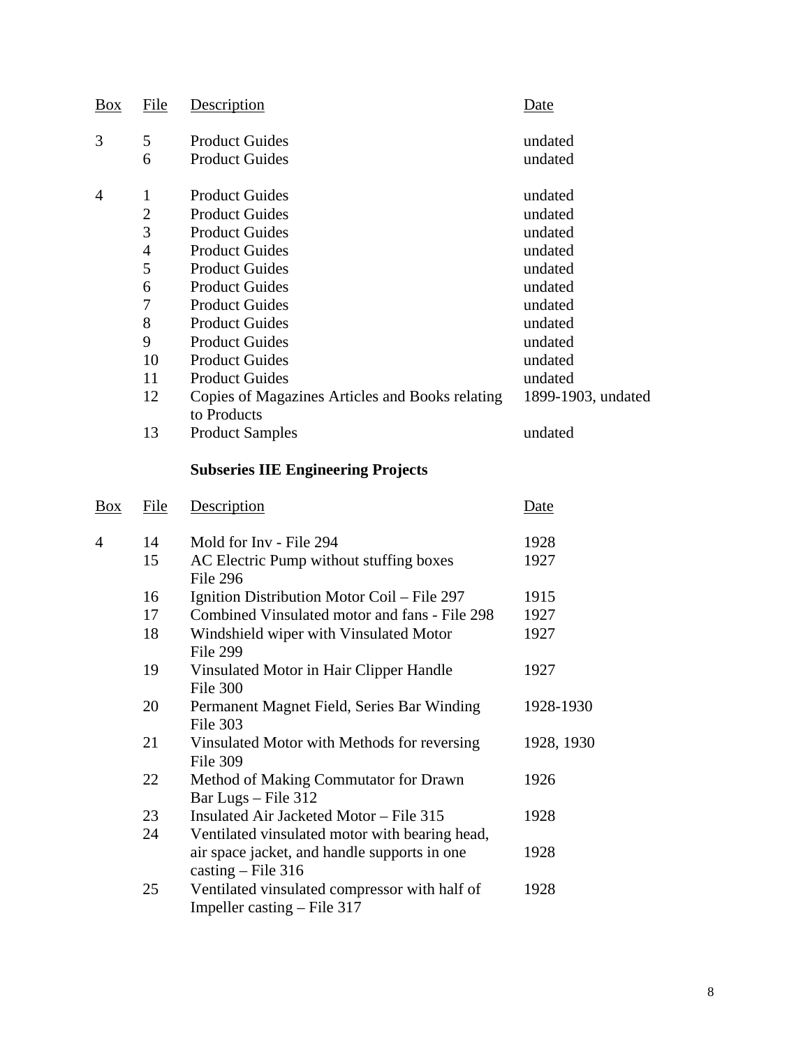| Box | File | Description | Date |
|---|---|---|---|
| 3 | 5 | Product Guides | undated |
| | 6 | Product Guides | undated |
| 4 | 1 | Product Guides | undated |
| | 2 | Product Guides | undated |
| | 3 | Product Guides | undated |
| | 4 | Product Guides | undated |
| | 5 | Product Guides | undated |
| | 6 | Product Guides | undated |
| | 7 | Product Guides | undated |
| | 8 | Product Guides | undated |
| | 9 | Product Guides | undated |
| | 10 | Product Guides | undated |
| | 11 | Product Guides | undated |
| | 12 | Copies of Magazines Articles and Books relating to Products | 1899-1903, undated |
| | 13 | Product Samples | undated |

**Subseries IIE Engineering Projects**

| Box | File | Description | Date |
|---|---|---|---|
| 4 | 14 | Mold for Inv - File 294 | 1928 |
| | 15 | AC Electric Pump without stuffing boxes File 296 | 1927 |
| | 16 | Ignition Distribution Motor Coil – File 297 | 1915 |
| | 17 | Combined Vinsulated motor and fans - File 298 | 1927 |
| | 18 | Windshield wiper with Vinsulated Motor File 299 | 1927 |
| | 19 | Vinsulated Motor in Hair Clipper Handle File 300 | 1927 |
| | 20 | Permanent Magnet Field, Series Bar Winding File 303 | 1928-1930 |
| | 21 | Vinsulated Motor with Methods for reversing File 309 | 1928, 1930 |
| | 22 | Method of Making Commutator for Drawn Bar Lugs – File 312 | 1926 |
| | 23 | Insulated Air Jacketed Motor – File 315 | 1928 |
| | 24 | Ventilated vinsulated motor with bearing head, air space jacket, and handle supports in one casting – File 316 | 1928 |
| | 25 | Ventilated vinsulated compressor with half of Impeller casting – File 317 | 1928 |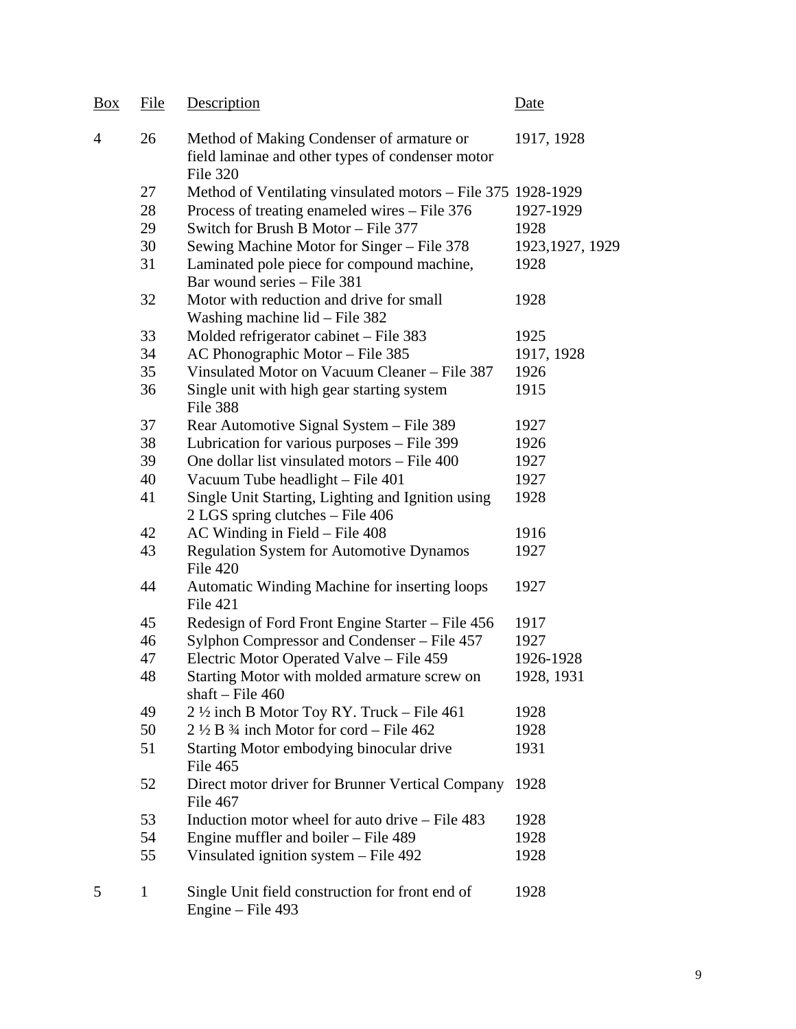| Box | File | Description | Date |
|---|---|---|---|
| 4 | 26 | Method of Making Condenser of armature or field laminae and other types of condenser motor File 320 | 1917, 1928 |
| | 27 | Method of Ventilating vinsulated motors – File 375 | 1928-1929 |
| | 28 | Process of treating enameled wires – File 376 | 1927-1929 |
| | 29 | Switch for Brush B Motor – File 377 | 1928 |
| | 30 | Sewing Machine Motor for Singer – File 378 | 1923,1927, 1929 |
| | 31 | Laminated pole piece for compound machine, Bar wound series – File 381 | 1928 |
| | 32 | Motor with reduction and drive for small Washing machine lid – File 382 | 1928 |
| | 33 | Molded refrigerator cabinet – File 383 | 1925 |
| | 34 | AC Phonographic Motor – File 385 | 1917, 1928 |
| | 35 | Vinsulated Motor on Vacuum Cleaner – File 387 | 1926 |
| | 36 | Single unit with high gear starting system File 388 | 1915 |
| | 37 | Rear Automotive Signal System – File 389 | 1927 |
| | 38 | Lubrication for various purposes – File 399 | 1926 |
| | 39 | One dollar list vinsulated motors – File 400 | 1927 |
| | 40 | Vacuum Tube headlight – File 401 | 1927 |
| | 41 | Single Unit Starting, Lighting and Ignition using 2 LGS spring clutches – File 406 | 1928 |
| | 42 | AC Winding in Field – File 408 | 1916 |
| | 43 | Regulation System for Automotive Dynamos File 420 | 1927 |
| | 44 | Automatic Winding Machine for inserting loops File 421 | 1927 |
| | 45 | Redesign of Ford Front Engine Starter – File 456 | 1917 |
| | 46 | Sylphon Compressor and Condenser – File 457 | 1927 |
| | 47 | Electric Motor Operated Valve – File 459 | 1926-1928 |
| | 48 | Starting Motor with molded armature screw on shaft – File 460 | 1928, 1931 |
| | 49 | 2 ½ inch B Motor Toy RY. Truck – File 461 | 1928 |
| | 50 | 2 ½ B ¾ inch Motor for cord – File 462 | 1928 |
| | 51 | Starting Motor embodying binocular drive File 465 | 1931 |
| | 52 | Direct motor driver for Brunner Vertical Company File 467 | 1928 |
| | 53 | Induction motor wheel for auto drive – File 483 | 1928 |
| | 54 | Engine muffler and boiler – File 489 | 1928 |
| | 55 | Vinsulated ignition system – File 492 | 1928 |
| 5 | 1 | Single Unit field construction for front end of Engine – File 493 | 1928 |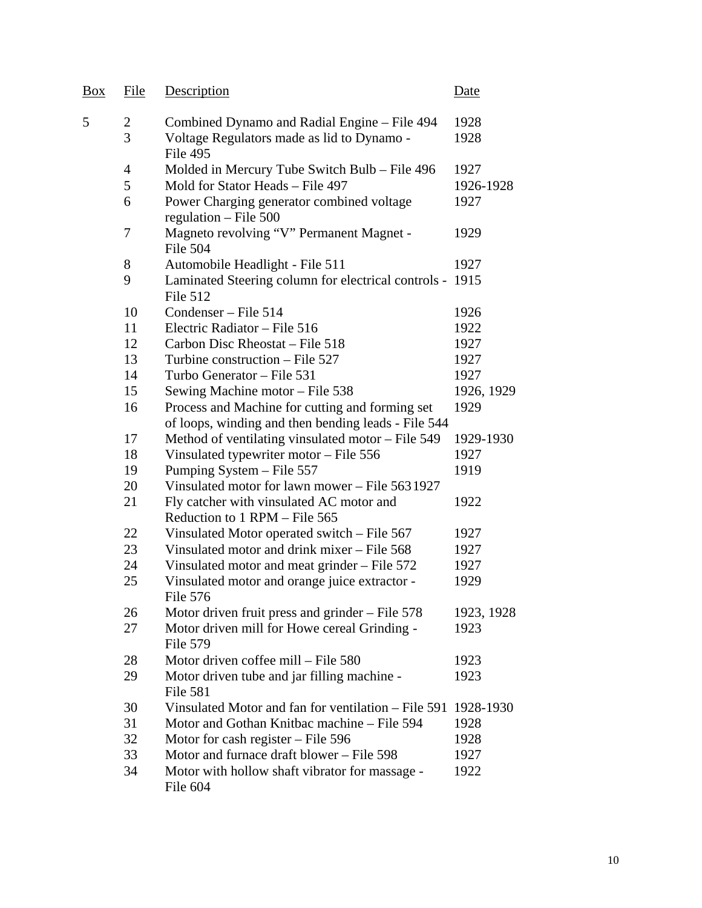| Box | File | Description | Date |
|---|---|---|---|
| 5 | 2 | Combined Dynamo and Radial Engine – File 494 | 1928 |
| | 3 | Voltage Regulators made as lid to Dynamo - File 495 | 1928 |
| | 4 | Molded in Mercury Tube Switch Bulb – File 496 | 1927 |
| | 5 | Mold for Stator Heads – File 497 | 1926-1928 |
| | 6 | Power Charging generator combined voltage regulation – File 500 | 1927 |
| | 7 | Magneto revolving "V" Permanent Magnet - File 504 | 1929 |
| | 8 | Automobile Headlight - File 511 | 1927 |
| | 9 | Laminated Steering column for electrical controls - File 512 | 1915 |
| | 10 | Condenser – File 514 | 1926 |
| | 11 | Electric Radiator – File 516 | 1922 |
| | 12 | Carbon Disc Rheostat – File 518 | 1927 |
| | 13 | Turbine construction – File 527 | 1927 |
| | 14 | Turbo Generator – File 531 | 1927 |
| | 15 | Sewing Machine motor – File 538 | 1926, 1929 |
| | 16 | Process and Machine for cutting and forming set of loops, winding and then bending leads - File 544 | 1929 |
| | 17 | Method of ventilating vinsulated motor – File 549 | 1929-1930 |
| | 18 | Vinsulated typewriter motor – File 556 | 1927 |
| | 19 | Pumping System – File 557 | 1919 |
| | 20 | Vinsulated motor for lawn mower – File 563 | 1927 |
| | 21 | Fly catcher with vinsulated AC motor and Reduction to 1 RPM – File 565 | 1922 |
| | 22 | Vinsulated Motor operated switch – File 567 | 1927 |
| | 23 | Vinsulated motor and drink mixer – File 568 | 1927 |
| | 24 | Vinsulated motor and meat grinder – File 572 | 1927 |
| | 25 | Vinsulated motor and orange juice extractor - File 576 | 1929 |
| | 26 | Motor driven fruit press and grinder – File 578 | 1923, 1928 |
| | 27 | Motor driven mill for Howe cereal Grinding - File 579 | 1923 |
| | 28 | Motor driven coffee mill – File 580 | 1923 |
| | 29 | Motor driven tube and jar filling machine - File 581 | 1923 |
| | 30 | Vinsulated Motor and fan for ventilation – File 591 | 1928-1930 |
| | 31 | Motor and Gothan Knitbac machine – File 594 | 1928 |
| | 32 | Motor for cash register – File 596 | 1928 |
| | 33 | Motor and furnace draft blower – File 598 | 1927 |
| | 34 | Motor with hollow shaft vibrator for massage - File 604 | 1922 |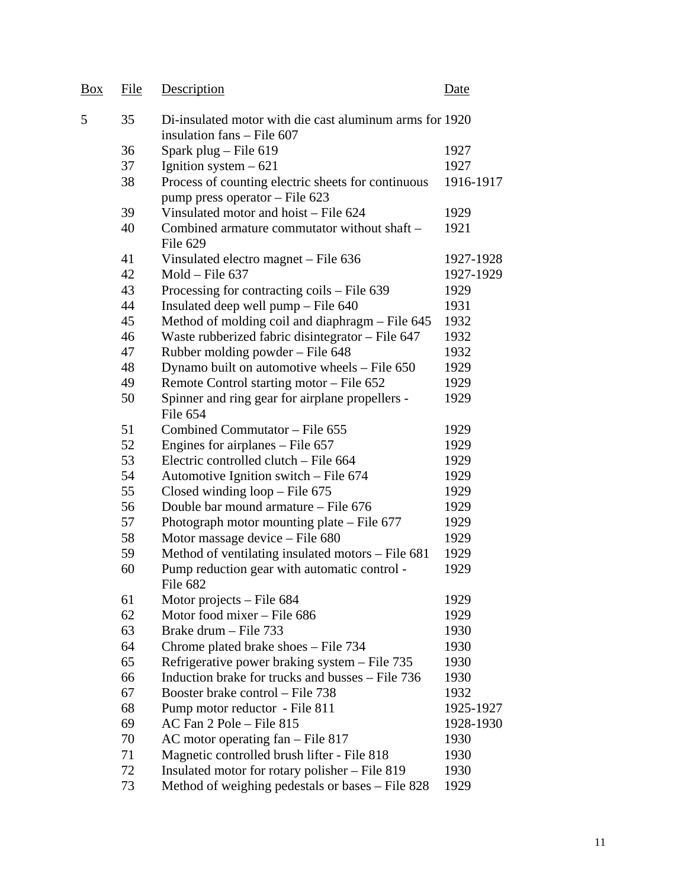| Box | File | Description | Date |
|---|---|---|---|
| 5 | 35 | Di-insulated motor with die cast aluminum arms for insulation fans – File 607 | 1920 |
| | 36 | Spark plug – File 619 | 1927 |
| | 37 | Ignition system – 621 | 1927 |
| | 38 | Process of counting electric sheets for continuous pump press operator – File 623 | 1916-1917 |
| | 39 | Vinsulated motor and hoist – File 624 | 1929 |
| | 40 | Combined armature commutator without shaft – File 629 | 1921 |
| | 41 | Vinsulated electro magnet – File 636 | 1927-1928 |
| | 42 | Mold – File 637 | 1927-1929 |
| | 43 | Processing for contracting coils – File 639 | 1929 |
| | 44 | Insulated deep well pump – File 640 | 1931 |
| | 45 | Method of molding coil and diaphragm – File 645 | 1932 |
| | 46 | Waste rubberized fabric disintegrator – File 647 | 1932 |
| | 47 | Rubber molding powder – File 648 | 1932 |
| | 48 | Dynamo built on automotive wheels – File 650 | 1929 |
| | 49 | Remote Control starting motor – File 652 | 1929 |
| | 50 | Spinner and ring gear for airplane propellers - File 654 | 1929 |
| | 51 | Combined Commutator – File 655 | 1929 |
| | 52 | Engines for airplanes – File 657 | 1929 |
| | 53 | Electric controlled clutch – File 664 | 1929 |
| | 54 | Automotive Ignition switch – File 674 | 1929 |
| | 55 | Closed winding loop – File 675 | 1929 |
| | 56 | Double bar mound armature – File 676 | 1929 |
| | 57 | Photograph motor mounting plate – File 677 | 1929 |
| | 58 | Motor massage device – File 680 | 1929 |
| | 59 | Method of ventilating insulated motors – File 681 | 1929 |
| | 60 | Pump reduction gear with automatic control - File 682 | 1929 |
| | 61 | Motor projects – File 684 | 1929 |
| | 62 | Motor food mixer – File 686 | 1929 |
| | 63 | Brake drum – File 733 | 1930 |
| | 64 | Chrome plated brake shoes – File 734 | 1930 |
| | 65 | Refrigerative power braking system – File 735 | 1930 |
| | 66 | Induction brake for trucks and busses – File 736 | 1930 |
| | 67 | Booster brake control – File 738 | 1932 |
| | 68 | Pump motor reductor - File 811 | 1925-1927 |
| | 69 | AC Fan 2 Pole – File 815 | 1928-1930 |
| | 70 | AC motor operating fan – File 817 | 1930 |
| | 71 | Magnetic controlled brush lifter - File 818 | 1930 |
| | 72 | Insulated motor for rotary polisher – File 819 | 1930 |
| | 73 | Method of weighing pedestals or bases – File 828 | 1929 |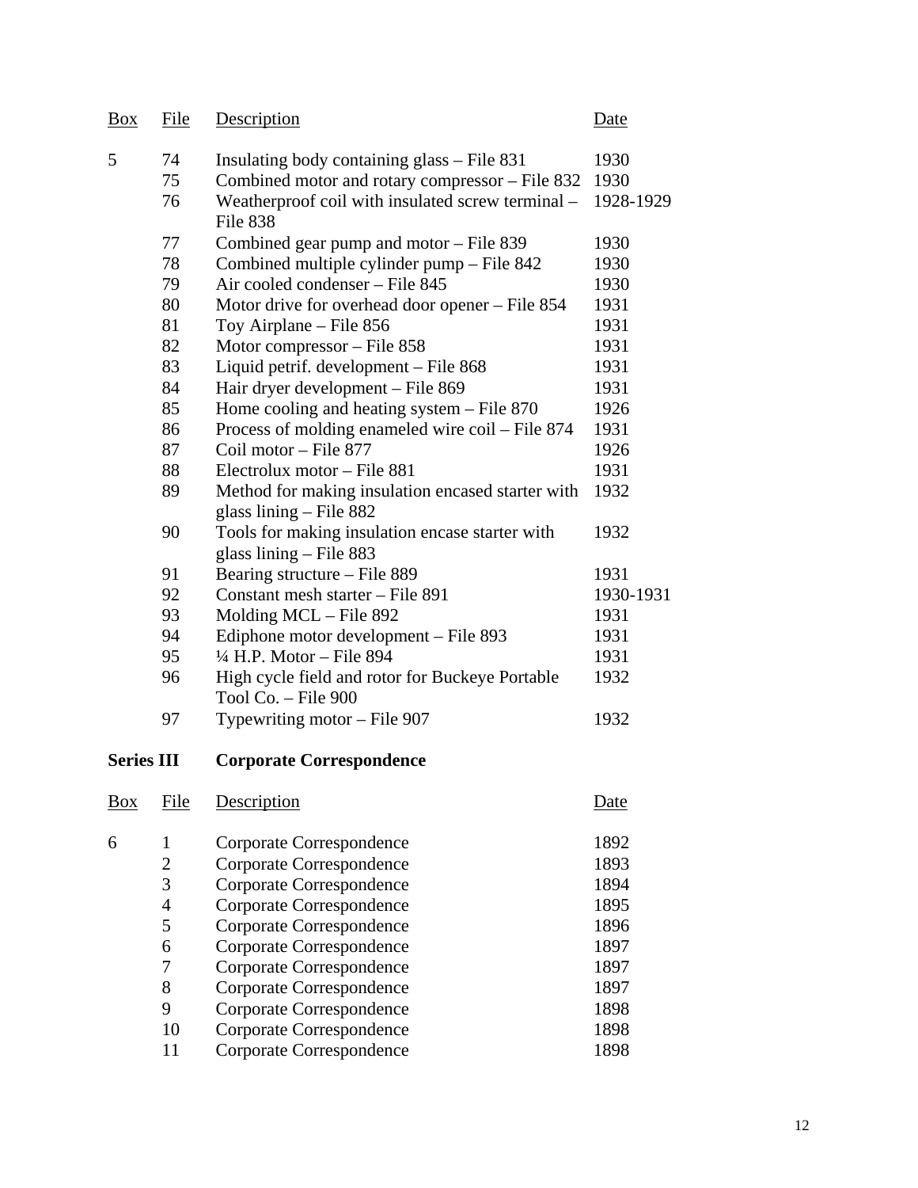| Box | File | Description | Date |
|---|---|---|---|
| 5 | 74 | Insulating body containing glass – File 831 | 1930 |
| | 75 | Combined motor and rotary compressor – File 832 | 1930 |
| | 76 | Weatherproof coil with insulated screw terminal – File 838 | 1928-1929 |
| | 77 | Combined gear pump and motor – File 839 | 1930 |
| | 78 | Combined multiple cylinder pump – File 842 | 1930 |
| | 79 | Air cooled condenser – File 845 | 1930 |
| | 80 | Motor drive for overhead door opener – File 854 | 1931 |
| | 81 | Toy Airplane – File 856 | 1931 |
| | 82 | Motor compressor – File 858 | 1931 |
| | 83 | Liquid petrif. development – File 868 | 1931 |
| | 84 | Hair dryer development – File 869 | 1931 |
| | 85 | Home cooling and heating system – File 870 | 1926 |
| | 86 | Process of molding enameled wire coil – File 874 | 1931 |
| | 87 | Coil motor – File 877 | 1926 |
| | 88 | Electrolux motor – File 881 | 1931 |
| | 89 | Method for making insulation encased starter with glass lining – File 882 | 1932 |
| | 90 | Tools for making insulation encase starter with glass lining – File 883 | 1932 |
| | 91 | Bearing structure – File 889 | 1931 |
| | 92 | Constant mesh starter – File 891 | 1930-1931 |
| | 93 | Molding MCL – File 892 | 1931 |
| | 94 | Ediphone motor development – File 893 | 1931 |
| | 95 | ¼ H.P. Motor – File 894 | 1931 |
| | 96 | High cycle field and rotor for Buckeye Portable Tool Co. – File 900 | 1932 |
| | 97 | Typewriting motor – File 907 | 1932 |

**Series III Corporate Correspondence**

| Box | File | Description | Date |
|---|---|---|---|
| 6 | 1 | Corporate Correspondence | 1892 |
| | 2 | Corporate Correspondence | 1893 |
| | 3 | Corporate Correspondence | 1894 |
| | 4 | Corporate Correspondence | 1895 |
| | 5 | Corporate Correspondence | 1896 |
| | 6 | Corporate Correspondence | 1897 |
| | 7 | Corporate Correspondence | 1897 |
| | 8 | Corporate Correspondence | 1897 |
| | 9 | Corporate Correspondence | 1898 |
| | 10 | Corporate Correspondence | 1898 |
| | 11 | Corporate Correspondence | 1898 |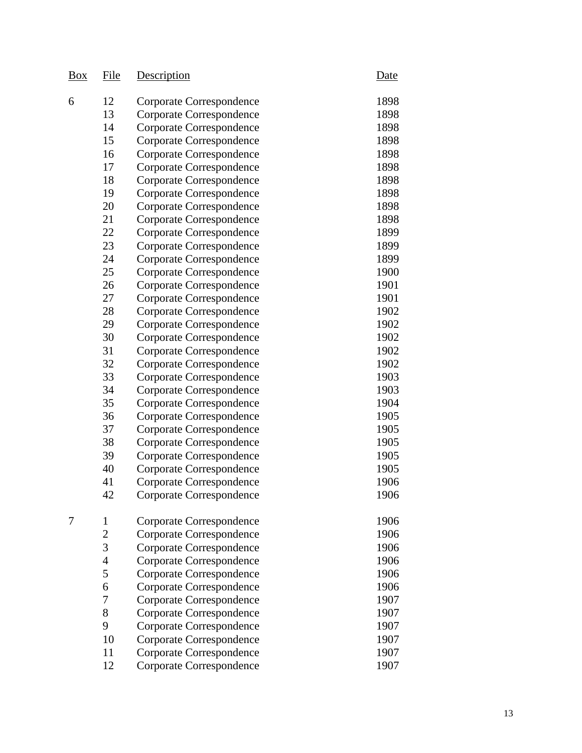| Box | File | Description | Date |
|---|---|---|---|
| 6 | 12 | Corporate Correspondence | 1898 |
| | 13 | Corporate Correspondence | 1898 |
| | 14 | Corporate Correspondence | 1898 |
| | 15 | Corporate Correspondence | 1898 |
| | 16 | Corporate Correspondence | 1898 |
| | 17 | Corporate Correspondence | 1898 |
| | 18 | Corporate Correspondence | 1898 |
| | 19 | Corporate Correspondence | 1898 |
| | 20 | Corporate Correspondence | 1898 |
| | 21 | Corporate Correspondence | 1898 |
| | 22 | Corporate Correspondence | 1899 |
| | 23 | Corporate Correspondence | 1899 |
| | 24 | Corporate Correspondence | 1899 |
| | 25 | Corporate Correspondence | 1900 |
| | 26 | Corporate Correspondence | 1901 |
| | 27 | Corporate Correspondence | 1901 |
| | 28 | Corporate Correspondence | 1902 |
| | 29 | Corporate Correspondence | 1902 |
| | 30 | Corporate Correspondence | 1902 |
| | 31 | Corporate Correspondence | 1902 |
| | 32 | Corporate Correspondence | 1902 |
| | 33 | Corporate Correspondence | 1903 |
| | 34 | Corporate Correspondence | 1903 |
| | 35 | Corporate Correspondence | 1904 |
| | 36 | Corporate Correspondence | 1905 |
| | 37 | Corporate Correspondence | 1905 |
| | 38 | Corporate Correspondence | 1905 |
| | 39 | Corporate Correspondence | 1905 |
| | 40 | Corporate Correspondence | 1905 |
| | 41 | Corporate Correspondence | 1906 |
| | 42 | Corporate Correspondence | 1906 |
| 7 | 1 | Corporate Correspondence | 1906 |
| | 2 | Corporate Correspondence | 1906 |
| | 3 | Corporate Correspondence | 1906 |
| | 4 | Corporate Correspondence | 1906 |
| | 5 | Corporate Correspondence | 1906 |
| | 6 | Corporate Correspondence | 1906 |
| | 7 | Corporate Correspondence | 1907 |
| | 8 | Corporate Correspondence | 1907 |
| | 9 | Corporate Correspondence | 1907 |
| | 10 | Corporate Correspondence | 1907 |
| | 11 | Corporate Correspondence | 1907 |
| | 12 | Corporate Correspondence | 1907 |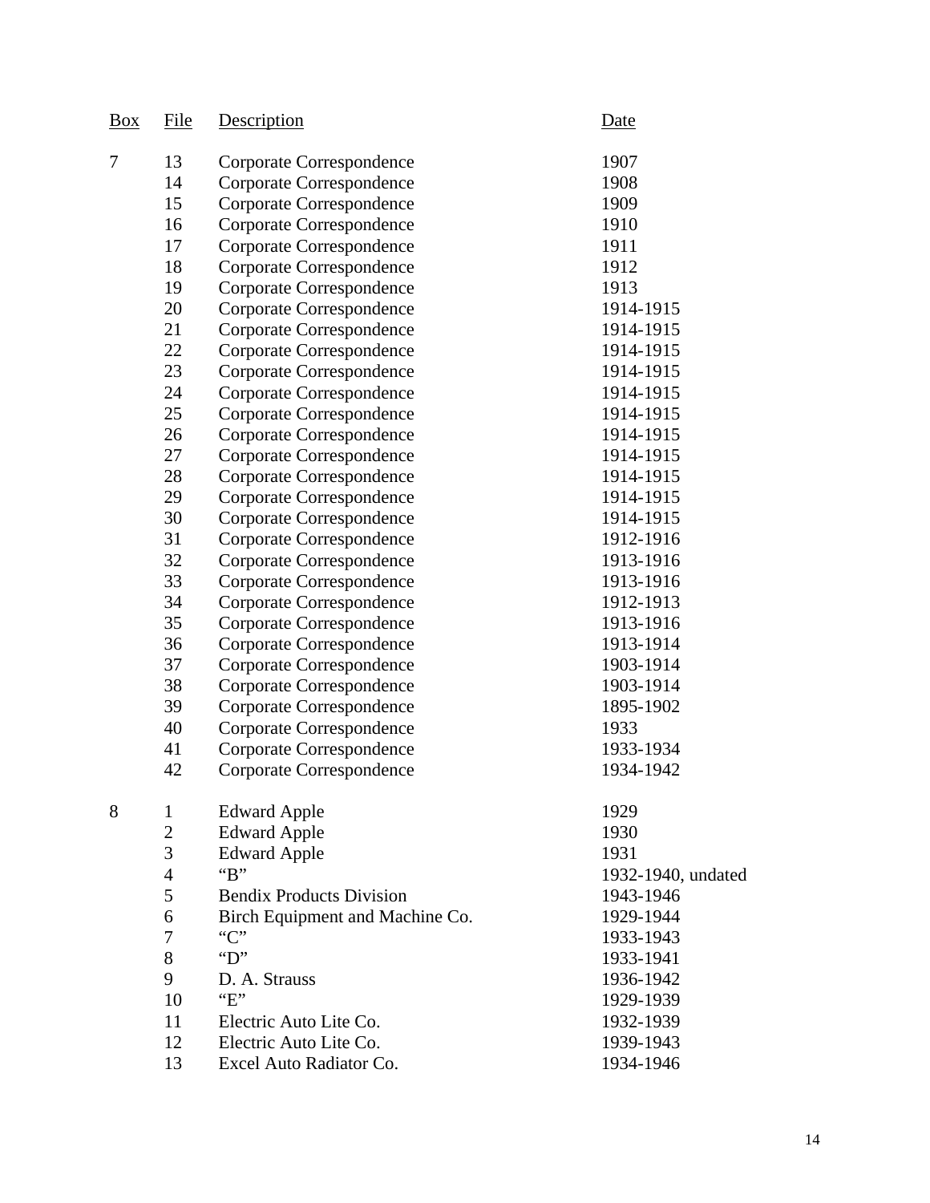| Box | File | Description | Date |
|---|---|---|---|
| 7 | 13 | Corporate Correspondence | 1907 |
| | 14 | Corporate Correspondence | 1908 |
| | 15 | Corporate Correspondence | 1909 |
| | 16 | Corporate Correspondence | 1910 |
| | 17 | Corporate Correspondence | 1911 |
| | 18 | Corporate Correspondence | 1912 |
| | 19 | Corporate Correspondence | 1913 |
| | 20 | Corporate Correspondence | 1914-1915 |
| | 21 | Corporate Correspondence | 1914-1915 |
| | 22 | Corporate Correspondence | 1914-1915 |
| | 23 | Corporate Correspondence | 1914-1915 |
| | 24 | Corporate Correspondence | 1914-1915 |
| | 25 | Corporate Correspondence | 1914-1915 |
| | 26 | Corporate Correspondence | 1914-1915 |
| | 27 | Corporate Correspondence | 1914-1915 |
| | 28 | Corporate Correspondence | 1914-1915 |
| | 29 | Corporate Correspondence | 1914-1915 |
| | 30 | Corporate Correspondence | 1914-1915 |
| | 31 | Corporate Correspondence | 1912-1916 |
| | 32 | Corporate Correspondence | 1913-1916 |
| | 33 | Corporate Correspondence | 1913-1916 |
| | 34 | Corporate Correspondence | 1912-1913 |
| | 35 | Corporate Correspondence | 1913-1916 |
| | 36 | Corporate Correspondence | 1913-1914 |
| | 37 | Corporate Correspondence | 1903-1914 |
| | 38 | Corporate Correspondence | 1903-1914 |
| | 39 | Corporate Correspondence | 1895-1902 |
| | 40 | Corporate Correspondence | 1933 |
| | 41 | Corporate Correspondence | 1933-1934 |
| | 42 | Corporate Correspondence | 1934-1942 |
| 8 | 1 | Edward Apple | 1929 |
| | 2 | Edward Apple | 1930 |
| | 3 | Edward Apple | 1931 |
| | 4 | "B" | 1932-1940, undated |
| | 5 | Bendix Products Division | 1943-1946 |
| | 6 | Birch Equipment and Machine Co. | 1929-1944 |
| | 7 | "C" | 1933-1943 |
| | 8 | "D" | 1933-1941 |
| | 9 | D. A. Strauss | 1936-1942 |
| | 10 | "E" | 1929-1939 |
| | 11 | Electric Auto Lite Co. | 1932-1939 |
| | 12 | Electric Auto Lite Co. | 1939-1943 |
| | 13 | Excel Auto Radiator Co. | 1934-1946 |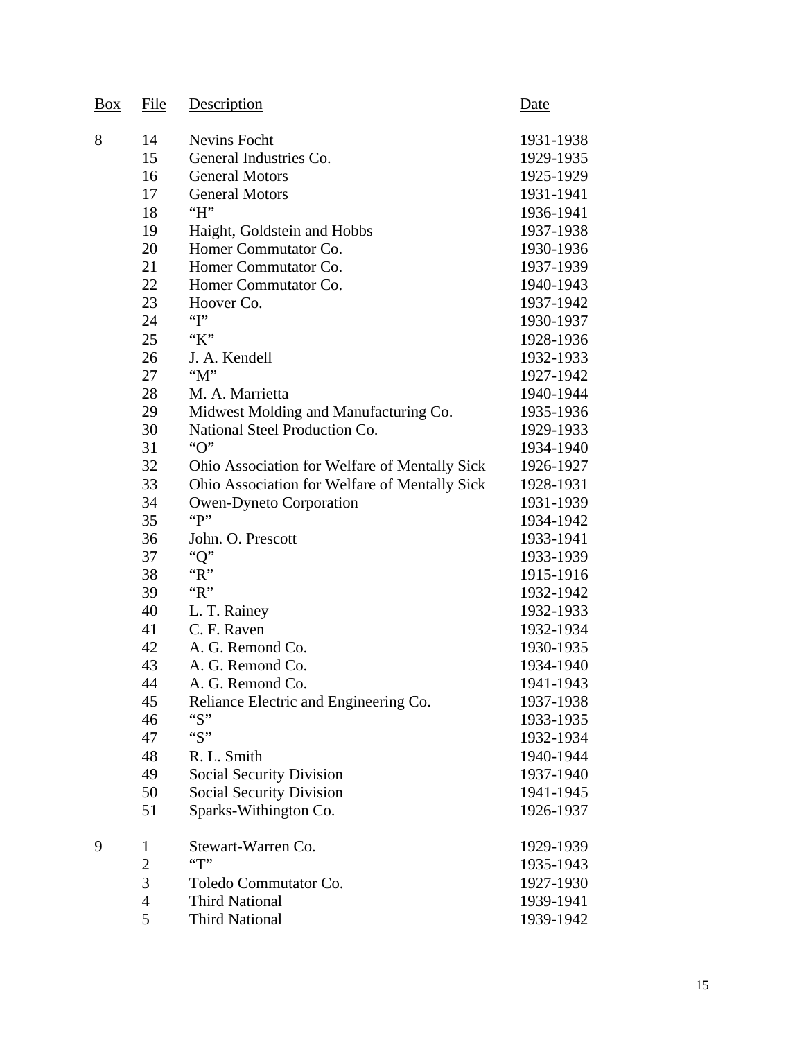| Box | File | Description | Date |
|---|---|---|---|
| 8 | 14 | Nevins Focht | 1931-1938 |
| | 15 | General Industries Co. | 1929-1935 |
| | 16 | General Motors | 1925-1929 |
| | 17 | General Motors | 1931-1941 |
| | 18 | "H" | 1936-1941 |
| | 19 | Haight, Goldstein and Hobbs | 1937-1938 |
| | 20 | Homer Commutator Co. | 1930-1936 |
| | 21 | Homer Commutator Co. | 1937-1939 |
| | 22 | Homer Commutator Co. | 1940-1943 |
| | 23 | Hoover Co. | 1937-1942 |
| | 24 | "I" | 1930-1937 |
| | 25 | "K" | 1928-1936 |
| | 26 | J. A. Kendell | 1932-1933 |
| | 27 | "M" | 1927-1942 |
| | 28 | M. A. Marrietta | 1940-1944 |
| | 29 | Midwest Molding and Manufacturing Co. | 1935-1936 |
| | 30 | National Steel Production Co. | 1929-1933 |
| | 31 | "O" | 1934-1940 |
| | 32 | Ohio Association for Welfare of Mentally Sick | 1926-1927 |
| | 33 | Ohio Association for Welfare of Mentally Sick | 1928-1931 |
| | 34 | Owen-Dyneto Corporation | 1931-1939 |
| | 35 | "P" | 1934-1942 |
| | 36 | John. O. Prescott | 1933-1941 |
| | 37 | "Q" | 1933-1939 |
| | 38 | "R" | 1915-1916 |
| | 39 | "R" | 1932-1942 |
| | 40 | L. T. Rainey | 1932-1933 |
| | 41 | C. F. Raven | 1932-1934 |
| | 42 | A. G. Remond Co. | 1930-1935 |
| | 43 | A. G. Remond Co. | 1934-1940 |
| | 44 | A. G. Remond Co. | 1941-1943 |
| | 45 | Reliance Electric and Engineering Co. | 1937-1938 |
| | 46 | "S" | 1933-1935 |
| | 47 | "S" | 1932-1934 |
| | 48 | R. L. Smith | 1940-1944 |
| | 49 | Social Security Division | 1937-1940 |
| | 50 | Social Security Division | 1941-1945 |
| | 51 | Sparks-Withington Co. | 1926-1937 |
| 9 | 1 | Stewart-Warren Co. | 1929-1939 |
| | 2 | "T" | 1935-1943 |
| | 3 | Toledo Commutator Co. | 1927-1930 |
| | 4 | Third National | 1939-1941 |
| | 5 | Third National | 1939-1942 |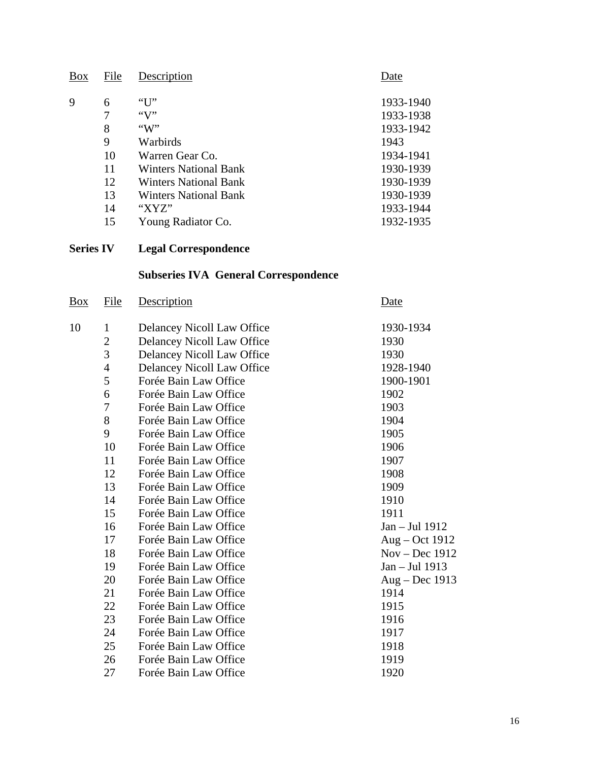| Box | File | Description | Date |
|---|---|---|---|
| 9 | 6 | “U” | 1933-1940 |
| | 7 | “V” | 1933-1938 |
| | 8 | “W” | 1933-1942 |
| | 9 | Warbirds | 1943 |
| | 10 | Warren Gear Co. | 1934-1941 |
| | 11 | Winters National Bank | 1930-1939 |
| | 12 | Winters National Bank | 1930-1939 |
| | 13 | Winters National Bank | 1930-1939 |
| | 14 | “XYZ” | 1933-1944 |
| | 15 | Young Radiator Co. | 1932-1935 |

## Series IV Legal Correspondence

### Subseries IVA General Correspondence

| Box | File | Description | Date |
|---|---|---|---|
| 10 | 1 | Delancey Nicoll Law Office | 1930-1934 |
| | 2 | Delancey Nicoll Law Office | 1930 |
| | 3 | Delancey Nicoll Law Office | 1930 |
| | 4 | Delancey Nicoll Law Office | 1928-1940 |
| | 5 | Forée Bain Law Office | 1900-1901 |
| | 6 | Forée Bain Law Office | 1902 |
| | 7 | Forée Bain Law Office | 1903 |
| | 8 | Forée Bain Law Office | 1904 |
| | 9 | Forée Bain Law Office | 1905 |
| | 10 | Forée Bain Law Office | 1906 |
| | 11 | Forée Bain Law Office | 1907 |
| | 12 | Forée Bain Law Office | 1908 |
| | 13 | Forée Bain Law Office | 1909 |
| | 14 | Forée Bain Law Office | 1910 |
| | 15 | Forée Bain Law Office | 1911 |
| | 16 | Forée Bain Law Office | Jan – Jul 1912 |
| | 17 | Forée Bain Law Office | Aug – Oct 1912 |
| | 18 | Forée Bain Law Office | Nov – Dec 1912 |
| | 19 | Forée Bain Law Office | Jan – Jul 1913 |
| | 20 | Forée Bain Law Office | Aug – Dec 1913 |
| | 21 | Forée Bain Law Office | 1914 |
| | 22 | Forée Bain Law Office | 1915 |
| | 23 | Forée Bain Law Office | 1916 |
| | 24 | Forée Bain Law Office | 1917 |
| | 25 | Forée Bain Law Office | 1918 |
| | 26 | Forée Bain Law Office | 1919 |
| | 27 | Forée Bain Law Office | 1920 |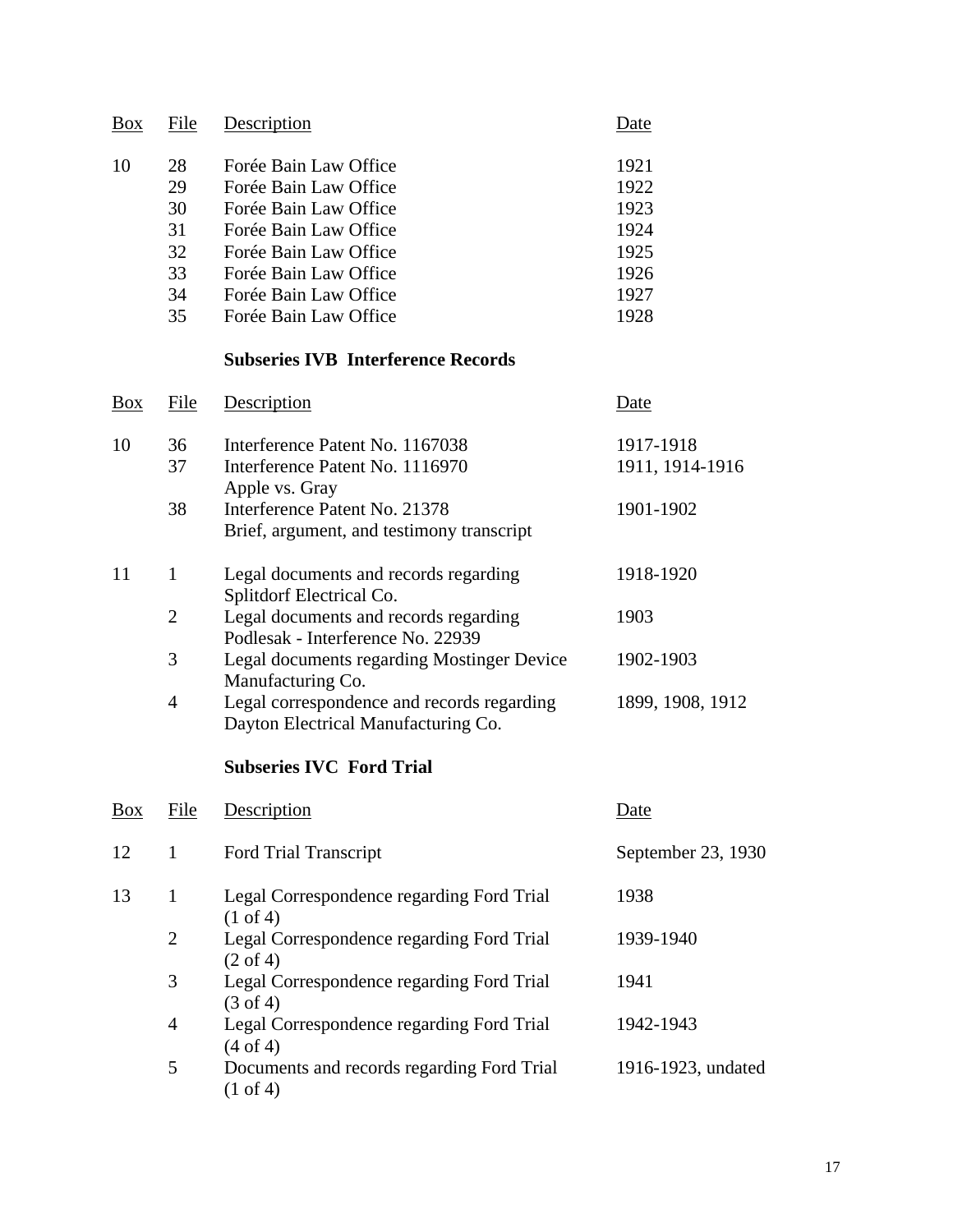| Box | File | Description | Date |
|---|---|---|---|
| 10 | 28 | Forée Bain Law Office | 1921 |
| | 29 | Forée Bain Law Office | 1922 |
| | 30 | Forée Bain Law Office | 1923 |
| | 31 | Forée Bain Law Office | 1924 |
| | 32 | Forée Bain Law Office | 1925 |
| | 33 | Forée Bain Law Office | 1926 |
| | 34 | Forée Bain Law Office | 1927 |
| | 35 | Forée Bain Law Office | 1928 |

### Subseries IVB Interference Records

| Box | File | Description | Date |
|---|---|---|---|
| 10 | 36 | Interference Patent No. 1167038 | 1917-1918 |
| | 37 | Interference Patent No. 1116970 Apple vs. Gray | 1911, 1914-1916 |
| | 38 | Interference Patent No. 21378 Brief, argument, and testimony transcript | 1901-1902 |
| 11 | 1 | Legal documents and records regarding Splitdorf Electrical Co. | 1918-1920 |
| | 2 | Legal documents and records regarding Podlesak - Interference No. 22939 | 1903 |
| | 3 | Legal documents regarding Mostinger Device Manufacturing Co. | 1902-1903 |
| | 4 | Legal correspondence and records regarding Dayton Electrical Manufacturing Co. | 1899, 1908, 1912 |

### Subseries IVC Ford Trial

| Box | File | Description | Date |
|---|---|---|---|
| 12 | 1 | Ford Trial Transcript | September 23, 1930 |
| 13 | 1 | Legal Correspondence regarding Ford Trial (1 of 4) | 1938 |
| | 2 | Legal Correspondence regarding Ford Trial (2 of 4) | 1939-1940 |
| | 3 | Legal Correspondence regarding Ford Trial (3 of 4) | 1941 |
| | 4 | Legal Correspondence regarding Ford Trial (4 of 4) | 1942-1943 |
| | 5 | Documents and records regarding Ford Trial (1 of 4) | 1916-1923, undated |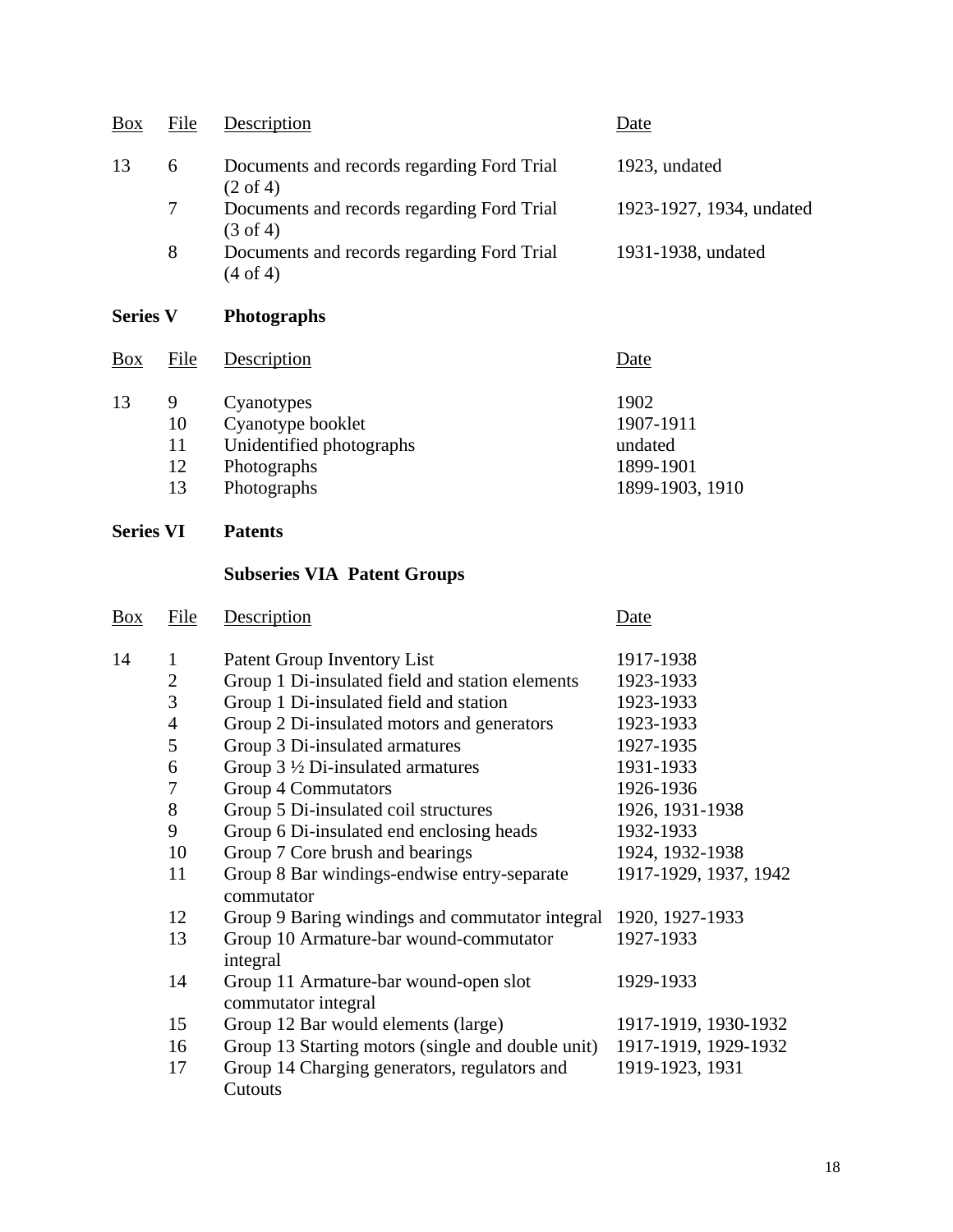| Box | File | Description | Date |
|---|---|---|---|
| 13 | 6 | Documents and records regarding Ford Trial (2 of 4) | 1923, undated |
| | 7 | Documents and records regarding Ford Trial (3 of 4) | 1923-1927, 1934, undated |
| | 8 | Documents and records regarding Ford Trial (4 of 4) | 1931-1938, undated |

**Series V Photographs**

| Box | File | Description | Date |
|---|---|---|---|
| 13 | 9 | Cyanotypes | 1902 |
| | 10 | Cyanotype booklet | 1907-1911 |
| | 11 | Unidentified photographs | undated |
| | 12 | Photographs | 1899-1901 |
| | 13 | Photographs | 1899-1903, 1910 |

**Series VI Patents**

**Subseries VIA Patent Groups**

| Box | File | Description | Date |
|---|---|---|---|
| 14 | 1 | Patent Group Inventory List | 1917-1938 |
| | 2 | Group 1 Di-insulated field and station elements | 1923-1933 |
| | 3 | Group 1 Di-insulated field and station | 1923-1933 |
| | 4 | Group 2 Di-insulated motors and generators | 1923-1933 |
| | 5 | Group 3 Di-insulated armatures | 1927-1935 |
| | 6 | Group 3 ½ Di-insulated armatures | 1931-1933 |
| | 7 | Group 4 Commutators | 1926-1936 |
| | 8 | Group 5 Di-insulated coil structures | 1926, 1931-1938 |
| | 9 | Group 6 Di-insulated end enclosing heads | 1932-1933 |
| | 10 | Group 7 Core brush and bearings | 1924, 1932-1938 |
| | 11 | Group 8 Bar windings-endwise entry-separate commutator | 1917-1929, 1937, 1942 |
| | 12 | Group 9 Baring windings and commutator integral | 1920, 1927-1933 |
| | 13 | Group 10 Armature-bar wound-commutator integral | 1927-1933 |
| | 14 | Group 11 Armature-bar wound-open slot commutator integral | 1929-1933 |
| | 15 | Group 12 Bar would elements (large) | 1917-1919, 1930-1932 |
| | 16 | Group 13 Starting motors (single and double unit) | 1917-1919, 1929-1932 |
| | 17 | Group 14 Charging generators, regulators and Cutouts | 1919-1923, 1931 |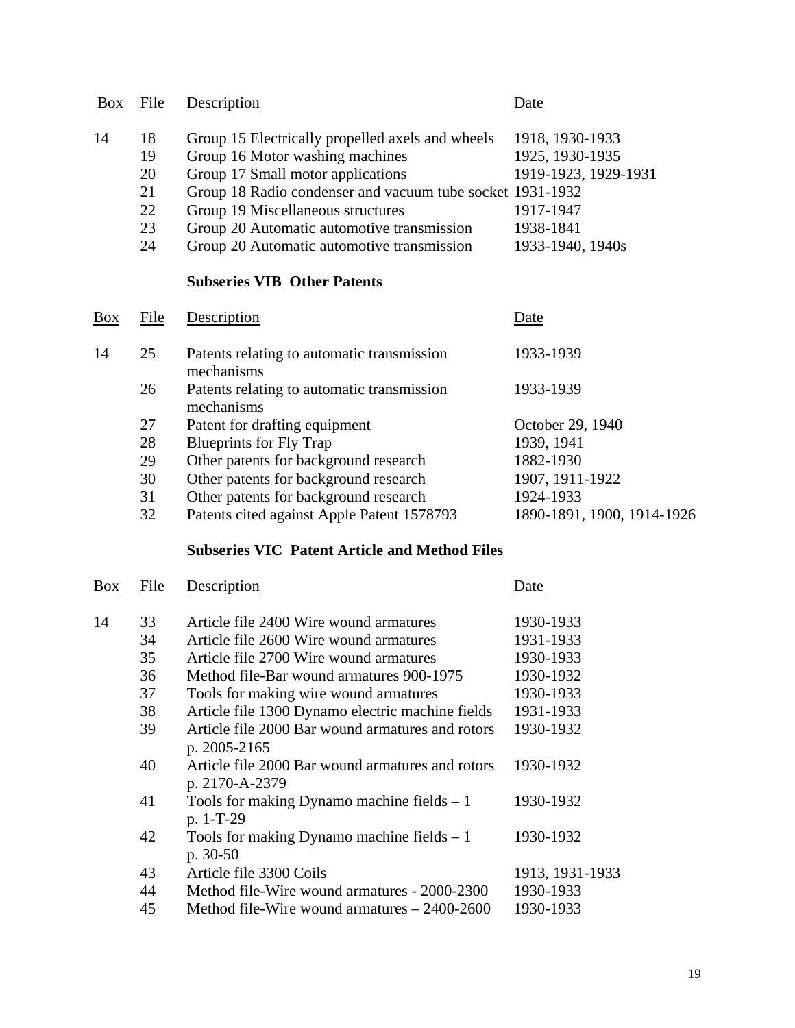| Box | File | Description | Date |
|---|---|---|---|
| 14 | 18 | Group 15 Electrically propelled axels and wheels | 1918, 1930-1933 |
| | 19 | Group 16 Motor washing machines | 1925, 1930-1935 |
| | 20 | Group 17 Small motor applications | 1919-1923, 1929-1931 |
| | 21 | Group 18 Radio condenser and vacuum tube socket | 1931-1932 |
| | 22 | Group 19 Miscellaneous structures | 1917-1947 |
| | 23 | Group 20 Automatic automotive transmission | 1938-1841 |
| | 24 | Group 20 Automatic automotive transmission | 1933-1940, 1940s |

**Subseries VIB Other Patents**

| Box | File | Description | Date |
|---|---|---|---|
| 14 | 25 | Patents relating to automatic transmission mechanisms | 1933-1939 |
| | 26 | Patents relating to automatic transmission mechanisms | 1933-1939 |
| | 27 | Patent for drafting equipment | October 29, 1940 |
| | 28 | Blueprints for Fly Trap | 1939, 1941 |
| | 29 | Other patents for background research | 1882-1930 |
| | 30 | Other patents for background research | 1907, 1911-1922 |
| | 31 | Other patents for background research | 1924-1933 |
| | 32 | Patents cited against Apple Patent 1578793 | 1890-1891, 1900, 1914-1926 |

**Subseries VIC Patent Article and Method Files**

| Box | File | Description | Date |
|---|---|---|---|
| 14 | 33 | Article file 2400 Wire wound armatures | 1930-1933 |
| | 34 | Article file 2600 Wire wound armatures | 1931-1933 |
| | 35 | Article file 2700 Wire wound armatures | 1930-1933 |
| | 36 | Method file-Bar wound armatures 900-1975 | 1930-1932 |
| | 37 | Tools for making wire wound armatures | 1930-1933 |
| | 38 | Article file 1300 Dynamo electric machine fields | 1931-1933 |
| | 39 | Article file 2000 Bar wound armatures and rotors p. 2005-2165 | 1930-1932 |
| | 40 | Article file 2000 Bar wound armatures and rotors p. 2170-A-2379 | 1930-1932 |
| | 41 | Tools for making Dynamo machine fields – 1 p. 1-T-29 | 1930-1932 |
| | 42 | Tools for making Dynamo machine fields – 1 p. 30-50 | 1930-1932 |
| | 43 | Article file 3300 Coils | 1913, 1931-1933 |
| | 44 | Method file-Wire wound armatures - 2000-2300 | 1930-1933 |
| | 45 | Method file-Wire wound armatures – 2400-2600 | 1930-1933 |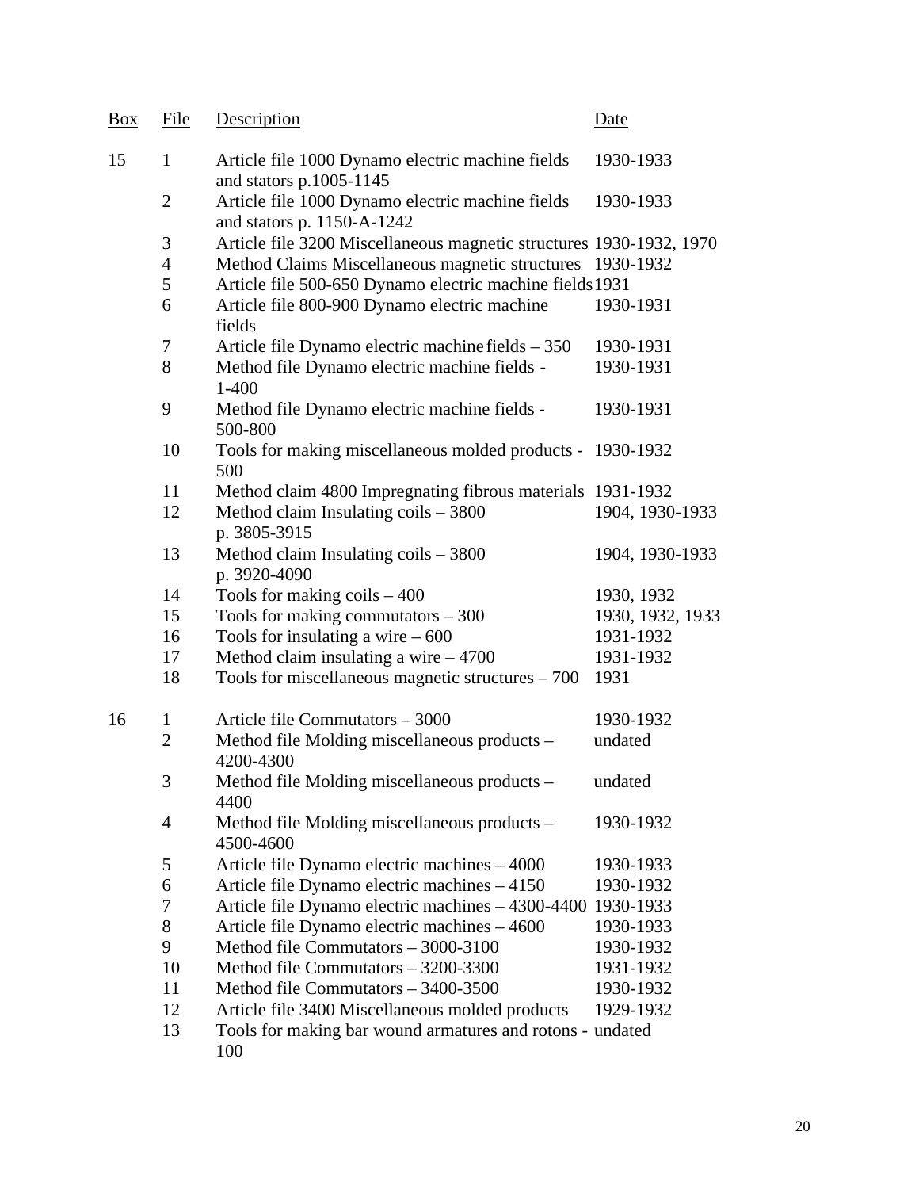| Box | File | Description | Date |
|---|---|---|---|
| 15 | 1 | Article file 1000 Dynamo electric machine fields and stators p.1005-1145 | 1930-1933 |
| | 2 | Article file 1000 Dynamo electric machine fields and stators p. 1150-A-1242 | 1930-1933 |
| | 3 | Article file 3200 Miscellaneous magnetic structures | 1930-1932, 1970 |
| | 4 | Method Claims Miscellaneous magnetic structures | 1930-1932 |
| | 5 | Article file 500-650 Dynamo electric machine fields | 1931 |
| | 6 | Article file 800-900 Dynamo electric machine fields | 1930-1931 |
| | 7 | Article file Dynamo electric machine fields – 350 | 1930-1931 |
| | 8 | Method file Dynamo electric machine fields - 1-400 | 1930-1931 |
| | 9 | Method file Dynamo electric machine fields - 500-800 | 1930-1931 |
| | 10 | Tools for making miscellaneous molded products - 500 | 1930-1932 |
| | 11 | Method claim 4800 Impregnating fibrous materials | 1931-1932 |
| | 12 | Method claim Insulating coils – 3800 p. 3805-3915 | 1904, 1930-1933 |
| | 13 | Method claim Insulating coils – 3800 p. 3920-4090 | 1904, 1930-1933 |
| | 14 | Tools for making coils – 400 | 1930, 1932 |
| | 15 | Tools for making commutators – 300 | 1930, 1932, 1933 |
| | 16 | Tools for insulating a wire – 600 | 1931-1932 |
| | 17 | Method claim insulating a wire – 4700 | 1931-1932 |
| | 18 | Tools for miscellaneous magnetic structures – 700 | 1931 |
| 16 | 1 | Article file Commutators – 3000 | 1930-1932 |
| | 2 | Method file Molding miscellaneous products – 4200-4300 | undated |
| | 3 | Method file Molding miscellaneous products – 4400 | undated |
| | 4 | Method file Molding miscellaneous products – 4500-4600 | 1930-1932 |
| | 5 | Article file Dynamo electric machines – 4000 | 1930-1933 |
| | 6 | Article file Dynamo electric machines – 4150 | 1930-1932 |
| | 7 | Article file Dynamo electric machines – 4300-4400 | 1930-1933 |
| | 8 | Article file Dynamo electric machines – 4600 | 1930-1933 |
| | 9 | Method file Commutators – 3000-3100 | 1930-1932 |
| | 10 | Method file Commutators – 3200-3300 | 1931-1932 |
| | 11 | Method file Commutators – 3400-3500 | 1930-1932 |
| | 12 | Article file 3400 Miscellaneous molded products | 1929-1932 |
| | 13 | Tools for making bar wound armatures and rotons - 100 | undated |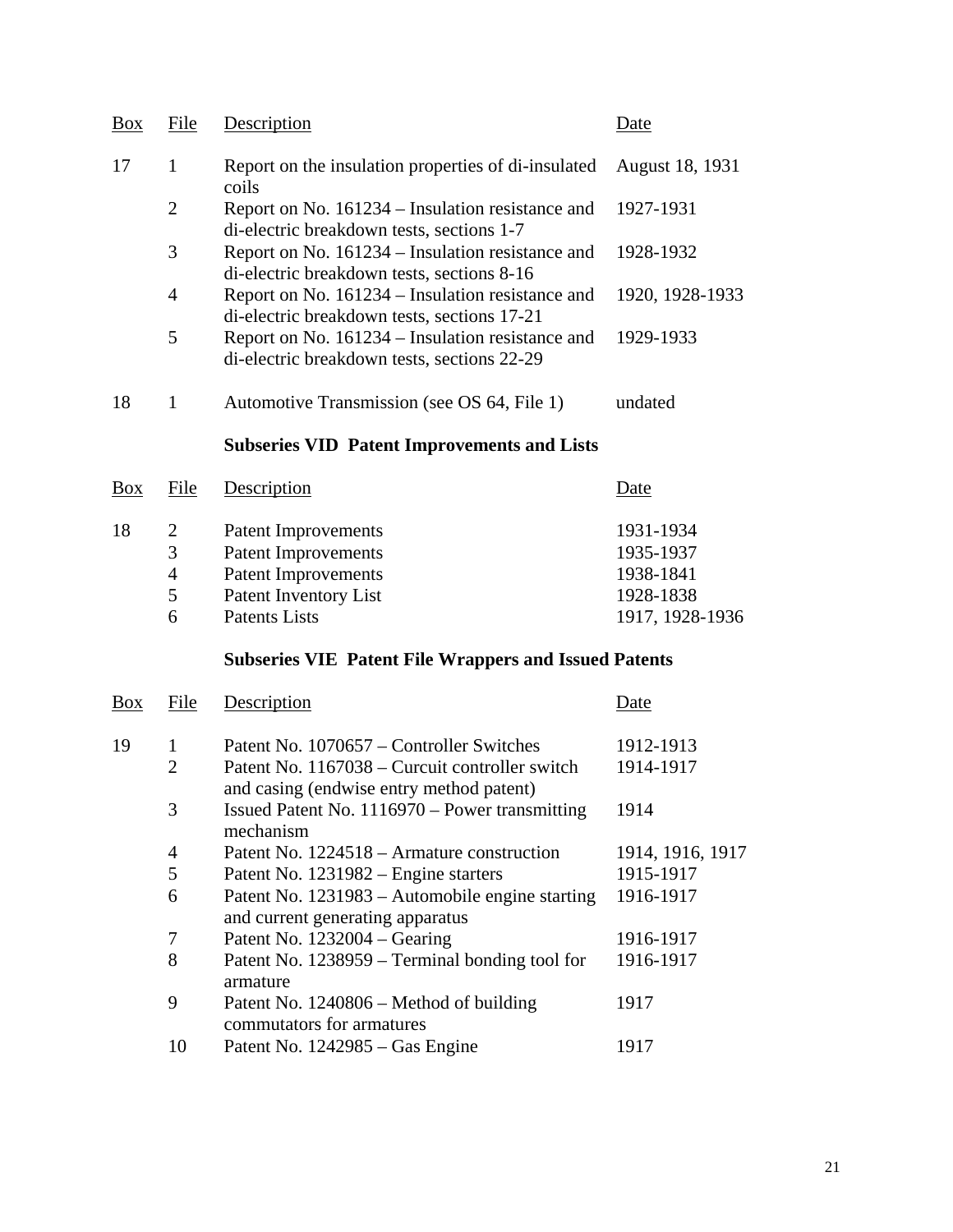| Box | File | Description | Date |
|---|---|---|---|
| 17 | 1 | Report on the insulation properties of di-insulated coils | August 18, 1931 |
| | 2 | Report on No. 161234 – Insulation resistance and di-electric breakdown tests, sections 1-7 | 1927-1931 |
| | 3 | Report on No. 161234 – Insulation resistance and di-electric breakdown tests, sections 8-16 | 1928-1932 |
| | 4 | Report on No. 161234 – Insulation resistance and di-electric breakdown tests, sections 17-21 | 1920, 1928-1933 |
| | 5 | Report on No. 161234 – Insulation resistance and di-electric breakdown tests, sections 22-29 | 1929-1933 |
| 18 | 1 | Automotive Transmission (see OS 64, File 1) | undated |

### Subseries VID Patent Improvements and Lists

| Box | File | Description | Date |
|---|---|---|---|
| 18 | 2 | Patent Improvements | 1931-1934 |
| | 3 | Patent Improvements | 1935-1937 |
| | 4 | Patent Improvements | 1938-1841 |
| | 5 | Patent Inventory List | 1928-1838 |
| | 6 | Patents Lists | 1917, 1928-1936 |

### Subseries VIE Patent File Wrappers and Issued Patents

| Box | File | Description | Date |
|---|---|---|---|
| 19 | 1 | Patent No. 1070657 – Controller Switches | 1912-1913 |
| | 2 | Patent No. 1167038 – Curcuit controller switch and casing (endwise entry method patent) | 1914-1917 |
| | 3 | Issued Patent No. 1116970 – Power transmitting mechanism | 1914 |
| | 4 | Patent No. 1224518 – Armature construction | 1914, 1916, 1917 |
| | 5 | Patent No. 1231982 – Engine starters | 1915-1917 |
| | 6 | Patent No. 1231983 – Automobile engine starting and current generating apparatus | 1916-1917 |
| | 7 | Patent No. 1232004 – Gearing | 1916-1917 |
| | 8 | Patent No. 1238959 – Terminal bonding tool for armature | 1916-1917 |
| | 9 | Patent No. 1240806 – Method of building commutators for armatures | 1917 |
| | 10 | Patent No. 1242985 – Gas Engine | 1917 |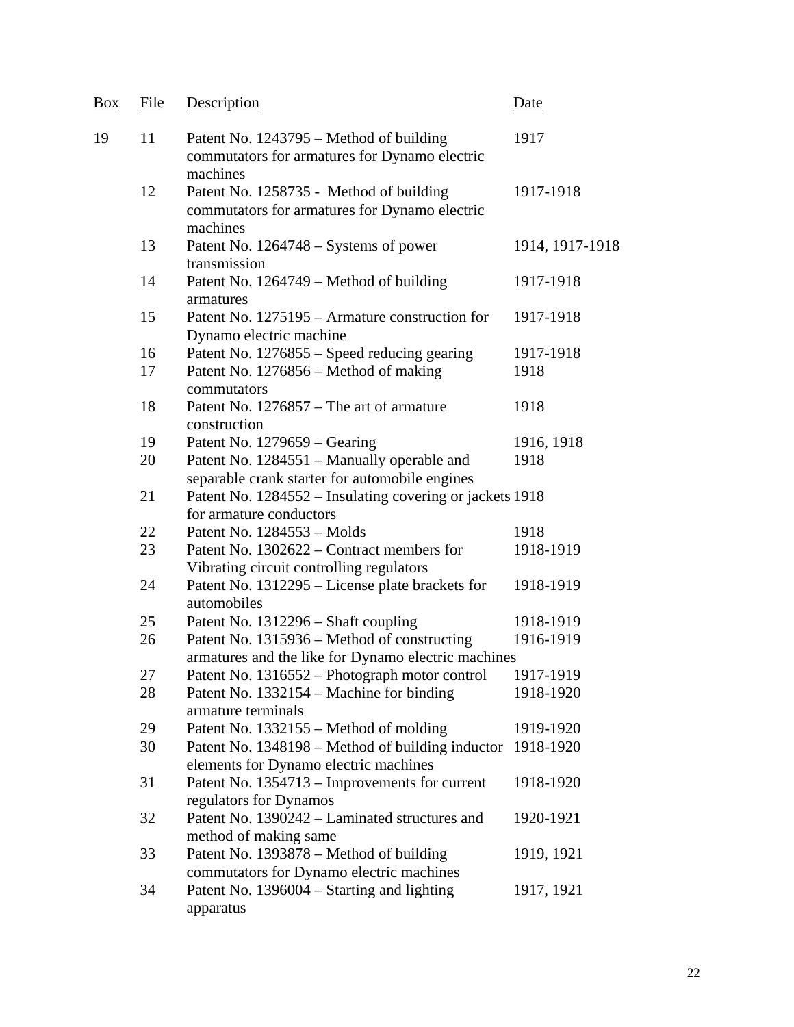| Box | File | Description | Date |
|---|---|---|---|
| 19 | 11 | Patent No. 1243795 – Method of building commutators for armatures for Dynamo electric machines | 1917 |
| | 12 | Patent No. 1258735 - Method of building commutators for armatures for Dynamo electric machines | 1917-1918 |
| | 13 | Patent No. 1264748 – Systems of power transmission | 1914, 1917-1918 |
| | 14 | Patent No. 1264749 – Method of building armatures | 1917-1918 |
| | 15 | Patent No. 1275195 – Armature construction for Dynamo electric machine | 1917-1918 |
| | 16 | Patent No. 1276855 – Speed reducing gearing | 1917-1918 |
| | 17 | Patent No. 1276856 – Method of making commutators | 1918 |
| | 18 | Patent No. 1276857 – The art of armature construction | 1918 |
| | 19 | Patent No. 1279659 – Gearing | 1916, 1918 |
| | 20 | Patent No. 1284551 – Manually operable and separable crank starter for automobile engines | 1918 |
| | 21 | Patent No. 1284552 – Insulating covering or jackets for armature conductors | 1918 |
| | 22 | Patent No. 1284553 – Molds | 1918 |
| | 23 | Patent No. 1302622 – Contract members for Vibrating circuit controlling regulators | 1918-1919 |
| | 24 | Patent No. 1312295 – License plate brackets for automobiles | 1918-1919 |
| | 25 | Patent No. 1312296 – Shaft coupling | 1918-1919 |
| | 26 | Patent No. 1315936 – Method of constructing armatures and the like for Dynamo electric machines | 1916-1919 |
| | 27 | Patent No. 1316552 – Photograph motor control | 1917-1919 |
| | 28 | Patent No. 1332154 – Machine for binding armature terminals | 1918-1920 |
| | 29 | Patent No. 1332155 – Method of molding | 1919-1920 |
| | 30 | Patent No. 1348198 – Method of building inductor elements for Dynamo electric machines | 1918-1920 |
| | 31 | Patent No. 1354713 – Improvements for current regulators for Dynamos | 1918-1920 |
| | 32 | Patent No. 1390242 – Laminated structures and method of making same | 1920-1921 |
| | 33 | Patent No. 1393878 – Method of building commutators for Dynamo electric machines | 1919, 1921 |
| | 34 | Patent No. 1396004 – Starting and lighting apparatus | 1917, 1921 |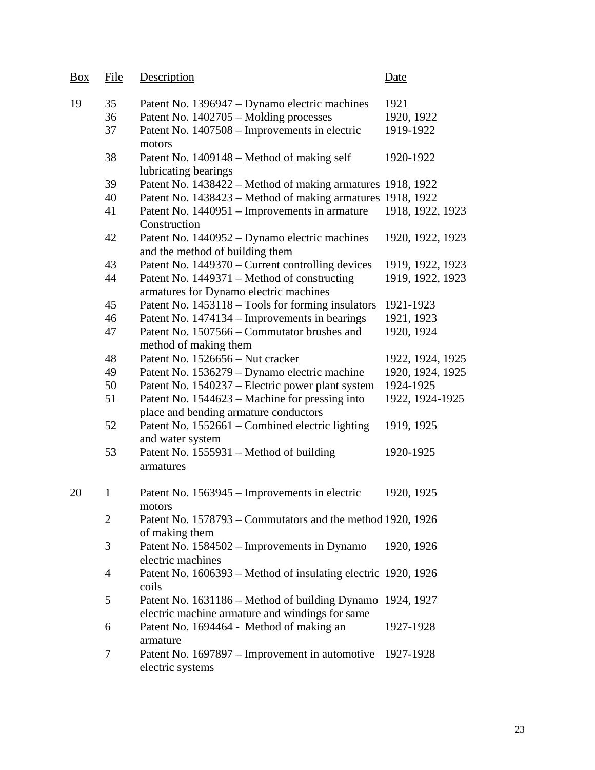| Box | File | Description | Date |
|---|---|---|---|
| 19 | 35 | Patent No. 1396947 – Dynamo electric machines | 1921 |
| | 36 | Patent No. 1402705 – Molding processes | 1920, 1922 |
| | 37 | Patent No. 1407508 – Improvements in electric motors | 1919-1922 |
| | 38 | Patent No. 1409148 – Method of making self lubricating bearings | 1920-1922 |
| | 39 | Patent No. 1438422 – Method of making armatures | 1918, 1922 |
| | 40 | Patent No. 1438423 – Method of making armatures | 1918, 1922 |
| | 41 | Patent No. 1440951 – Improvements in armature Construction | 1918, 1922, 1923 |
| | 42 | Patent No. 1440952 – Dynamo electric machines and the method of building them | 1920, 1922, 1923 |
| | 43 | Patent No. 1449370 – Current controlling devices | 1919, 1922, 1923 |
| | 44 | Patent No. 1449371 – Method of constructing armatures for Dynamo electric machines | 1919, 1922, 1923 |
| | 45 | Patent No. 1453118 – Tools for forming insulators | 1921-1923 |
| | 46 | Patent No. 1474134 – Improvements in bearings | 1921, 1923 |
| | 47 | Patent No. 1507566 – Commutator brushes and method of making them | 1920, 1924 |
| | 48 | Patent No. 1526656 – Nut cracker | 1922, 1924, 1925 |
| | 49 | Patent No. 1536279 – Dynamo electric machine | 1920, 1924, 1925 |
| | 50 | Patent No. 1540237 – Electric power plant system | 1924-1925 |
| | 51 | Patent No. 1544623 – Machine for pressing into place and bending armature conductors | 1922, 1924-1925 |
| | 52 | Patent No. 1552661 – Combined electric lighting and water system | 1919, 1925 |
| | 53 | Patent No. 1555931 – Method of building armatures | 1920-1925 |
| 20 | 1 | Patent No. 1563945 – Improvements in electric motors | 1920, 1925 |
| | 2 | Patent No. 1578793 – Commutators and the method of making them | 1920, 1926 |
| | 3 | Patent No. 1584502 – Improvements in Dynamo electric machines | 1920, 1926 |
| | 4 | Patent No. 1606393 – Method of insulating electric coils | 1920, 1926 |
| | 5 | Patent No. 1631186 – Method of building Dynamo electric machine armature and windings for same | 1924, 1927 |
| | 6 | Patent No. 1694464 - Method of making an armature | 1927-1928 |
| | 7 | Patent No. 1697897 – Improvement in automotive electric systems | 1927-1928 |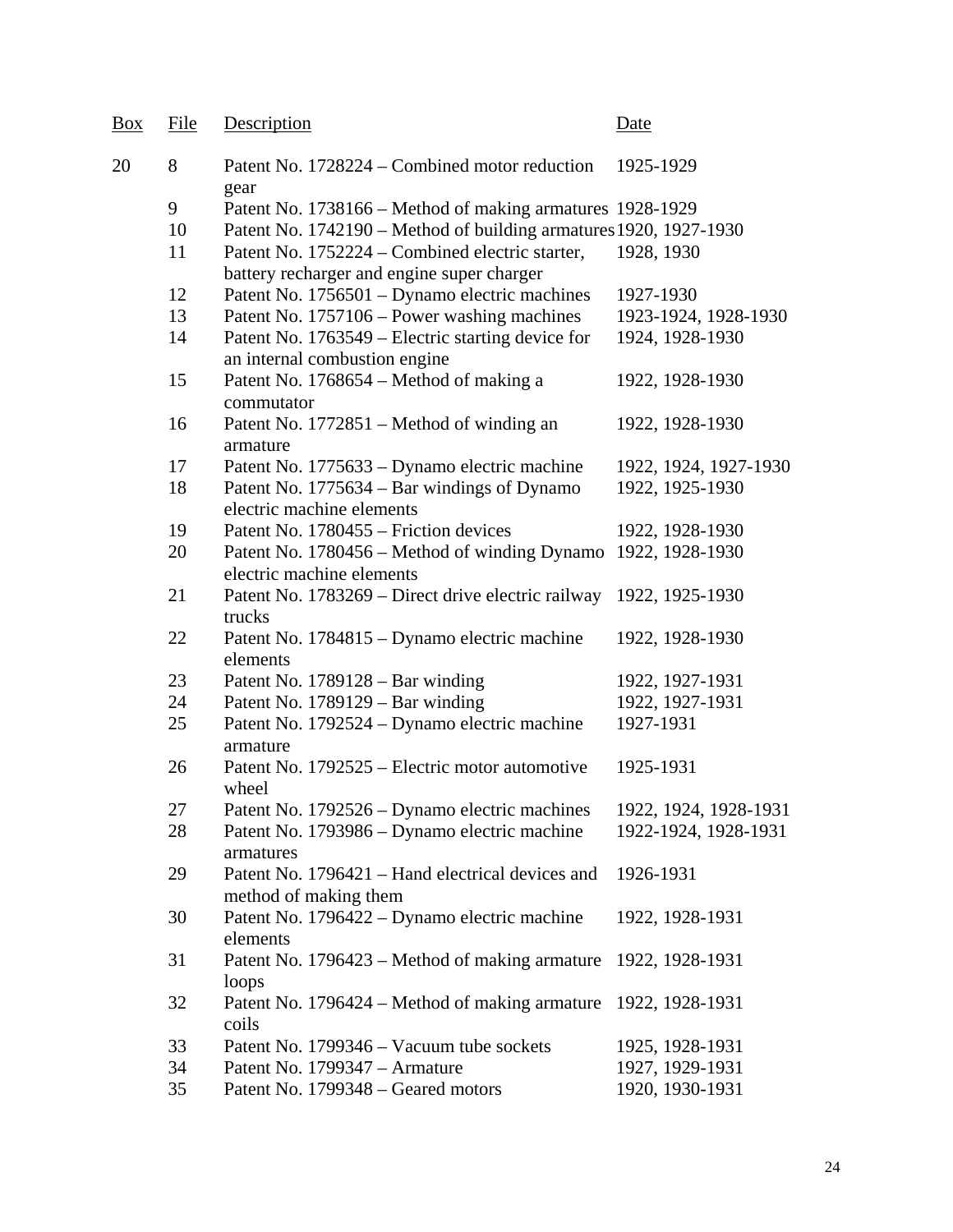| Box | File | Description | Date |
|---|---|---|---|
| 20 | 8 | Patent No. 1728224 – Combined motor reduction gear | 1925-1929 |
| | 9 | Patent No. 1738166 – Method of making armatures | 1928-1929 |
| | 10 | Patent No. 1742190 – Method of building armatures | 1920, 1927-1930 |
| | 11 | Patent No. 1752224 – Combined electric starter, battery recharger and engine super charger | 1928, 1930 |
| | 12 | Patent No. 1756501 – Dynamo electric machines | 1927-1930 |
| | 13 | Patent No. 1757106 – Power washing machines | 1923-1924, 1928-1930 |
| | 14 | Patent No. 1763549 – Electric starting device for an internal combustion engine | 1924, 1928-1930 |
| | 15 | Patent No. 1768654 – Method of making a commutator | 1922, 1928-1930 |
| | 16 | Patent No. 1772851 – Method of winding an armature | 1922, 1928-1930 |
| | 17 | Patent No. 1775633 – Dynamo electric machine | 1922, 1924, 1927-1930 |
| | 18 | Patent No. 1775634 – Bar windings of Dynamo electric machine elements | 1922, 1925-1930 |
| | 19 | Patent No. 1780455 – Friction devices | 1922, 1928-1930 |
| | 20 | Patent No. 1780456 – Method of winding Dynamo electric machine elements | 1922, 1928-1930 |
| | 21 | Patent No. 1783269 – Direct drive electric railway trucks | 1922, 1925-1930 |
| | 22 | Patent No. 1784815 – Dynamo electric machine elements | 1922, 1928-1930 |
| | 23 | Patent No. 1789128 – Bar winding | 1922, 1927-1931 |
| | 24 | Patent No. 1789129 – Bar winding | 1922, 1927-1931 |
| | 25 | Patent No. 1792524 – Dynamo electric machine armature | 1927-1931 |
| | 26 | Patent No. 1792525 – Electric motor automotive wheel | 1925-1931 |
| | 27 | Patent No. 1792526 – Dynamo electric machines | 1922, 1924, 1928-1931 |
| | 28 | Patent No. 1793986 – Dynamo electric machine armatures | 1922-1924, 1928-1931 |
| | 29 | Patent No. 1796421 – Hand electrical devices and method of making them | 1926-1931 |
| | 30 | Patent No. 1796422 – Dynamo electric machine elements | 1922, 1928-1931 |
| | 31 | Patent No. 1796423 – Method of making armature loops | 1922, 1928-1931 |
| | 32 | Patent No. 1796424 – Method of making armature coils | 1922, 1928-1931 |
| | 33 | Patent No. 1799346 – Vacuum tube sockets | 1925, 1928-1931 |
| | 34 | Patent No. 1799347 – Armature | 1927, 1929-1931 |
| | 35 | Patent No. 1799348 – Geared motors | 1920, 1930-1931 |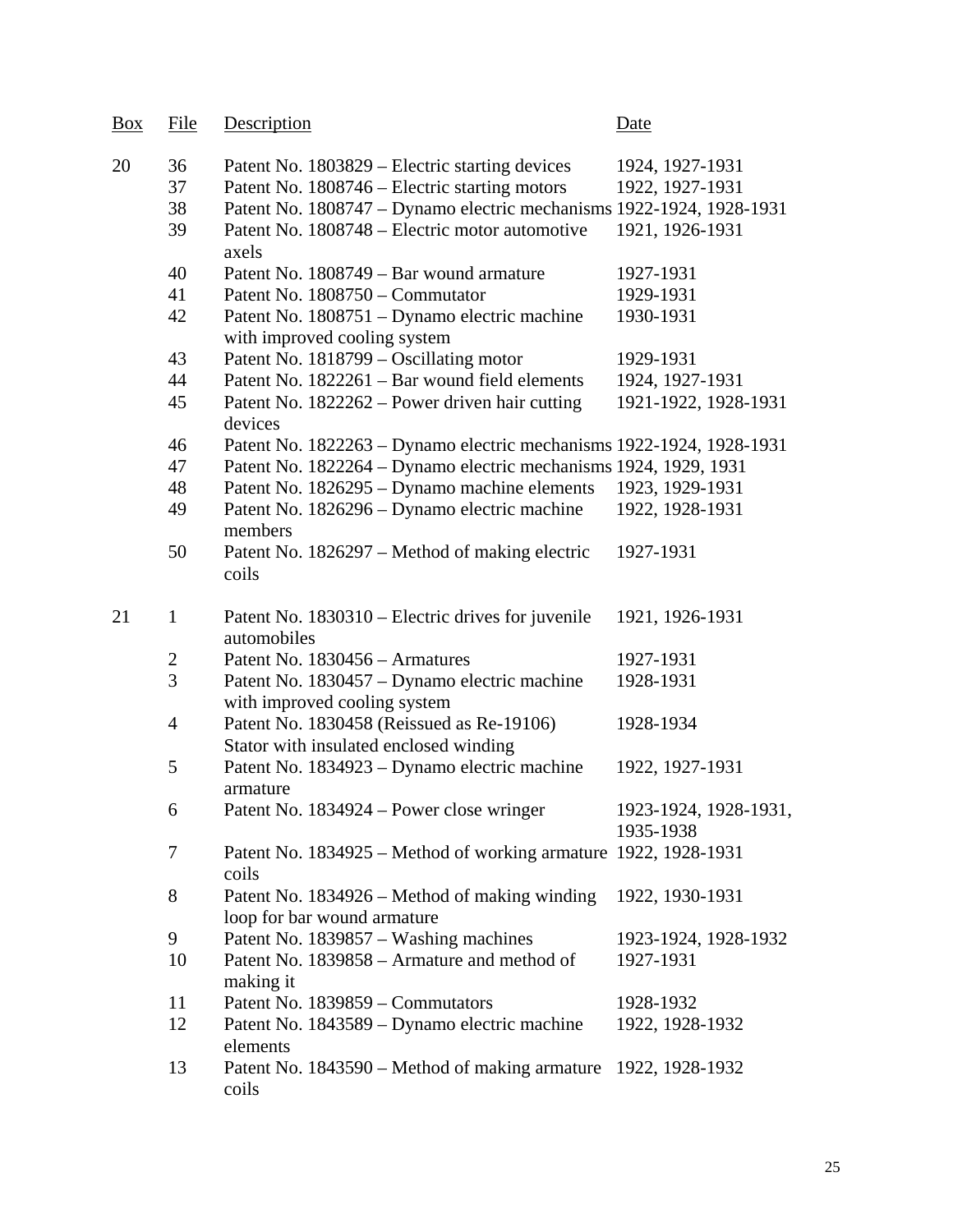| Box | File | Description | Date |
| --- | --- | --- | --- |
| 20 | 36 | Patent No. 1803829 – Electric starting devices | 1924, 1927-1931 |
| | 37 | Patent No. 1808746 – Electric starting motors | 1922, 1927-1931 |
| | 38 | Patent No. 1808747 – Dynamo electric mechanisms | 1922-1924, 1928-1931 |
| | 39 | Patent No. 1808748 – Electric motor automotive axels | 1921, 1926-1931 |
| | 40 | Patent No. 1808749 – Bar wound armature | 1927-1931 |
| | 41 | Patent No. 1808750 – Commutator | 1929-1931 |
| | 42 | Patent No. 1808751 – Dynamo electric machine with improved cooling system | 1930-1931 |
| | 43 | Patent No. 1818799 – Oscillating motor | 1929-1931 |
| | 44 | Patent No. 1822261 – Bar wound field elements | 1924, 1927-1931 |
| | 45 | Patent No. 1822262 – Power driven hair cutting devices | 1921-1922, 1928-1931 |
| | 46 | Patent No. 1822263 – Dynamo electric mechanisms | 1922-1924, 1928-1931 |
| | 47 | Patent No. 1822264 – Dynamo electric mechanisms | 1924, 1929, 1931 |
| | 48 | Patent No. 1826295 – Dynamo machine elements | 1923, 1929-1931 |
| | 49 | Patent No. 1826296 – Dynamo electric machine members | 1922, 1928-1931 |
| | 50 | Patent No. 1826297 – Method of making electric coils | 1927-1931 |
| 21 | 1 | Patent No. 1830310 – Electric drives for juvenile automobiles | 1921, 1926-1931 |
| | 2 | Patent No. 1830456 – Armatures | 1927-1931 |
| | 3 | Patent No. 1830457 – Dynamo electric machine with improved cooling system | 1928-1931 |
| | 4 | Patent No. 1830458 (Reissued as Re-19106) Stator with insulated enclosed winding | 1928-1934 |
| | 5 | Patent No. 1834923 – Dynamo electric machine armature | 1922, 1927-1931 |
| | 6 | Patent No. 1834924 – Power close wringer | 1923-1924, 1928-1931, 1935-1938 |
| | 7 | Patent No. 1834925 – Method of working armature coils | 1922, 1928-1931 |
| | 8 | Patent No. 1834926 – Method of making winding loop for bar wound armature | 1922, 1930-1931 |
| | 9 | Patent No. 1839857 – Washing machines | 1923-1924, 1928-1932 |
| | 10 | Patent No. 1839858 – Armature and method of making it | 1927-1931 |
| | 11 | Patent No. 1839859 – Commutators | 1928-1932 |
| | 12 | Patent No. 1843589 – Dynamo electric machine elements | 1922, 1928-1932 |
| | 13 | Patent No. 1843590 – Method of making armature coils | 1922, 1928-1932 |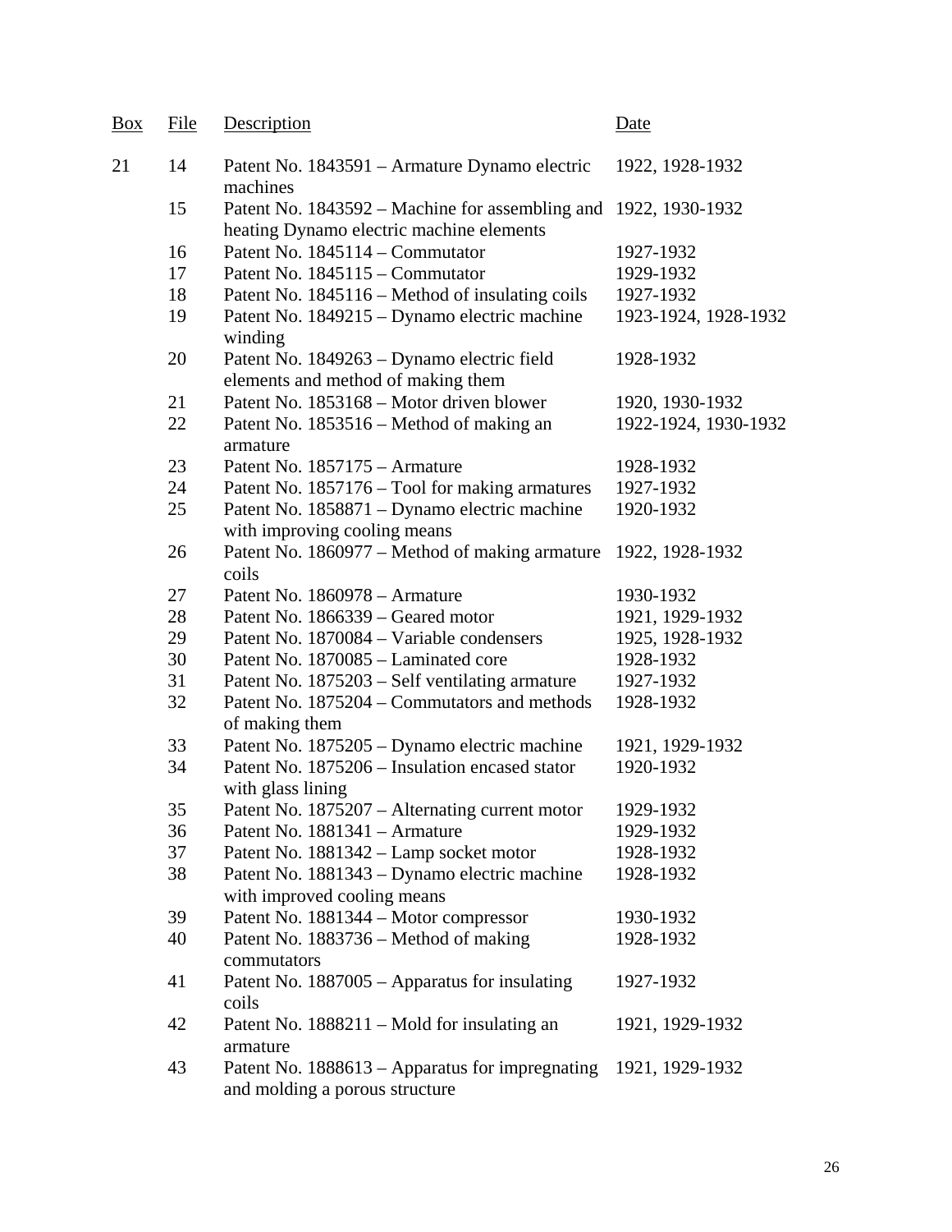| Box | File | Description | Date |
|---|---|---|---|
| 21 | 14 | Patent No. 1843591 – Armature Dynamo electric machines | 1922, 1928-1932 |
| | 15 | Patent No. 1843592 – Machine for assembling and heating Dynamo electric machine elements | 1922, 1930-1932 |
| | 16 | Patent No. 1845114 – Commutator | 1927-1932 |
| | 17 | Patent No. 1845115 – Commutator | 1929-1932 |
| | 18 | Patent No. 1845116 – Method of insulating coils | 1927-1932 |
| | 19 | Patent No. 1849215 – Dynamo electric machine winding | 1923-1924, 1928-1932 |
| | 20 | Patent No. 1849263 – Dynamo electric field elements and method of making them | 1928-1932 |
| | 21 | Patent No. 1853168 – Motor driven blower | 1920, 1930-1932 |
| | 22 | Patent No. 1853516 – Method of making an armature | 1922-1924, 1930-1932 |
| | 23 | Patent No. 1857175 – Armature | 1928-1932 |
| | 24 | Patent No. 1857176 – Tool for making armatures | 1927-1932 |
| | 25 | Patent No. 1858871 – Dynamo electric machine with improving cooling means | 1920-1932 |
| | 26 | Patent No. 1860977 – Method of making armature coils | 1922, 1928-1932 |
| | 27 | Patent No. 1860978 – Armature | 1930-1932 |
| | 28 | Patent No. 1866339 – Geared motor | 1921, 1929-1932 |
| | 29 | Patent No. 1870084 – Variable condensers | 1925, 1928-1932 |
| | 30 | Patent No. 1870085 – Laminated core | 1928-1932 |
| | 31 | Patent No. 1875203 – Self ventilating armature | 1927-1932 |
| | 32 | Patent No. 1875204 – Commutators and methods of making them | 1928-1932 |
| | 33 | Patent No. 1875205 – Dynamo electric machine | 1921, 1929-1932 |
| | 34 | Patent No. 1875206 – Insulation encased stator with glass lining | 1920-1932 |
| | 35 | Patent No. 1875207 – Alternating current motor | 1929-1932 |
| | 36 | Patent No. 1881341 – Armature | 1929-1932 |
| | 37 | Patent No. 1881342 – Lamp socket motor | 1928-1932 |
| | 38 | Patent No. 1881343 – Dynamo electric machine with improved cooling means | 1928-1932 |
| | 39 | Patent No. 1881344 – Motor compressor | 1930-1932 |
| | 40 | Patent No. 1883736 – Method of making commutators | 1928-1932 |
| | 41 | Patent No. 1887005 – Apparatus for insulating coils | 1927-1932 |
| | 42 | Patent No. 1888211 – Mold for insulating an armature | 1921, 1929-1932 |
| | 43 | Patent No. 1888613 – Apparatus for impregnating and molding a porous structure | 1921, 1929-1932 |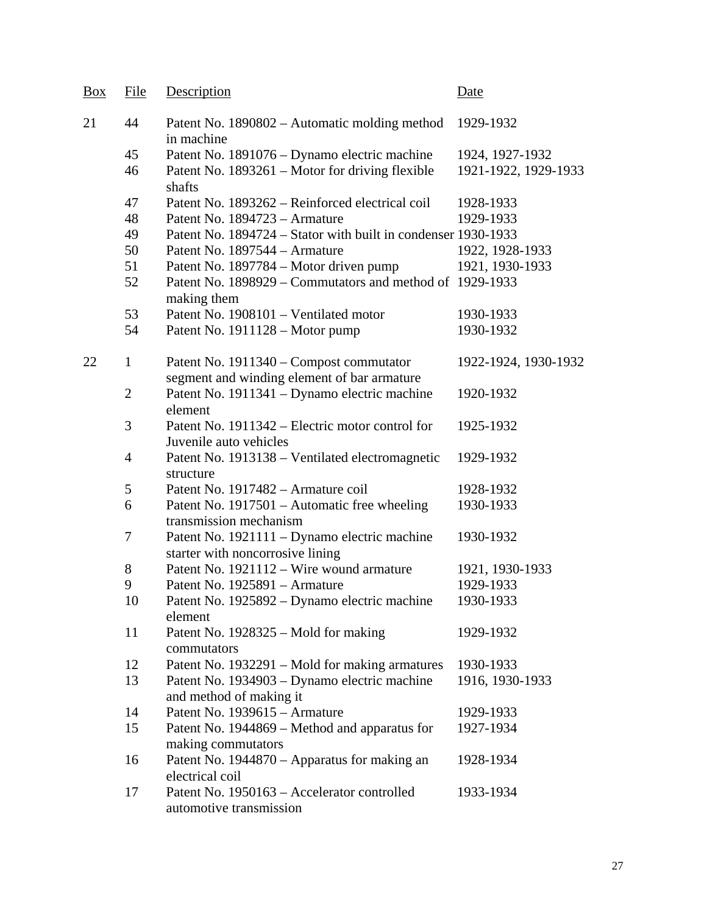| Box | File | Description | Date |
|---|---|---|---|
| 21 | 44 | Patent No. 1890802 – Automatic molding method in machine | 1929-1932 |
| | 45 | Patent No. 1891076 – Dynamo electric machine | 1924, 1927-1932 |
| | 46 | Patent No. 1893261 – Motor for driving flexible shafts | 1921-1922, 1929-1933 |
| | 47 | Patent No. 1893262 – Reinforced electrical coil | 1928-1933 |
| | 48 | Patent No. 1894723 – Armature | 1929-1933 |
| | 49 | Patent No. 1894724 – Stator with built in condenser | 1930-1933 |
| | 50 | Patent No. 1897544 – Armature | 1922, 1928-1933 |
| | 51 | Patent No. 1897784 – Motor driven pump | 1921, 1930-1933 |
| | 52 | Patent No. 1898929 – Commutators and method of making them | 1929-1933 |
| | 53 | Patent No. 1908101 – Ventilated motor | 1930-1933 |
| | 54 | Patent No. 1911128 – Motor pump | 1930-1932 |
| 22 | 1 | Patent No. 1911340 – Compost commutator segment and winding element of bar armature | 1922-1924, 1930-1932 |
| | 2 | Patent No. 1911341 – Dynamo electric machine element | 1920-1932 |
| | 3 | Patent No. 1911342 – Electric motor control for Juvenile auto vehicles | 1925-1932 |
| | 4 | Patent No. 1913138 – Ventilated electromagnetic structure | 1929-1932 |
| | 5 | Patent No. 1917482 – Armature coil | 1928-1932 |
| | 6 | Patent No. 1917501 – Automatic free wheeling transmission mechanism | 1930-1933 |
| | 7 | Patent No. 1921111 – Dynamo electric machine starter with noncorrosive lining | 1930-1932 |
| | 8 | Patent No. 1921112 – Wire wound armature | 1921, 1930-1933 |
| | 9 | Patent No. 1925891 – Armature | 1929-1933 |
| | 10 | Patent No. 1925892 – Dynamo electric machine element | 1930-1933 |
| | 11 | Patent No. 1928325 – Mold for making commutators | 1929-1932 |
| | 12 | Patent No. 1932291 – Mold for making armatures | 1930-1933 |
| | 13 | Patent No. 1934903 – Dynamo electric machine and method of making it | 1916, 1930-1933 |
| | 14 | Patent No. 1939615 – Armature | 1929-1933 |
| | 15 | Patent No. 1944869 – Method and apparatus for making commutators | 1927-1934 |
| | 16 | Patent No. 1944870 – Apparatus for making an electrical coil | 1928-1934 |
| | 17 | Patent No. 1950163 – Accelerator controlled automotive transmission | 1933-1934 |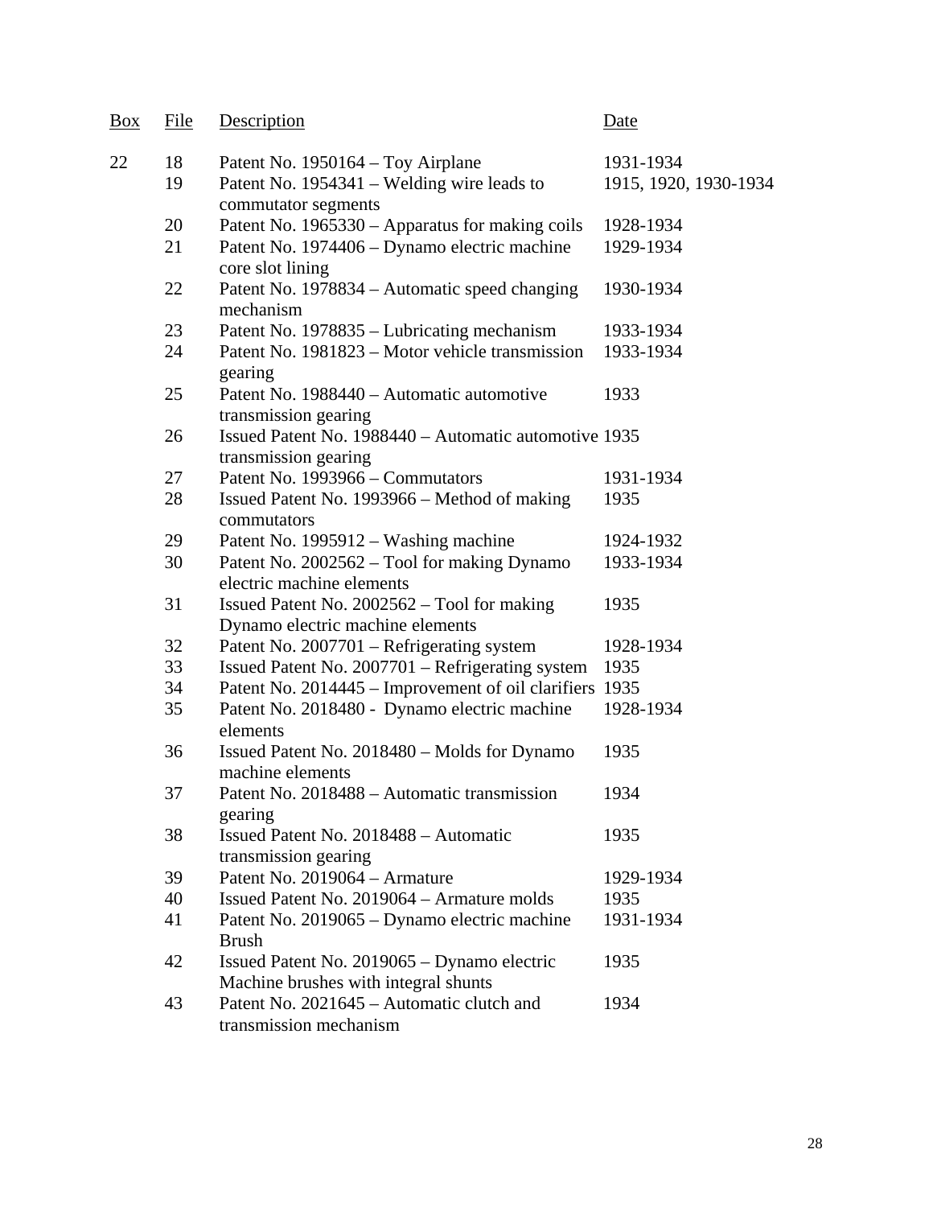| Box | File | Description | Date |
|---|---|---|---|
| 22 | 18 | Patent No. 1950164 – Toy Airplane | 1931-1934 |
| | 19 | Patent No. 1954341 – Welding wire leads to commutator segments | 1915, 1920, 1930-1934 |
| | 20 | Patent No. 1965330 – Apparatus for making coils | 1928-1934 |
| | 21 | Patent No. 1974406 – Dynamo electric machine core slot lining | 1929-1934 |
| | 22 | Patent No. 1978834 – Automatic speed changing mechanism | 1930-1934 |
| | 23 | Patent No. 1978835 – Lubricating mechanism | 1933-1934 |
| | 24 | Patent No. 1981823 – Motor vehicle transmission gearing | 1933-1934 |
| | 25 | Patent No. 1988440 – Automatic automotive transmission gearing | 1933 |
| | 26 | Issued Patent No. 1988440 – Automatic automotive transmission gearing | 1935 |
| | 27 | Patent No. 1993966 – Commutators | 1931-1934 |
| | 28 | Issued Patent No. 1993966 – Method of making commutators | 1935 |
| | 29 | Patent No. 1995912 – Washing machine | 1924-1932 |
| | 30 | Patent No. 2002562 – Tool for making Dynamo electric machine elements | 1933-1934 |
| | 31 | Issued Patent No. 2002562 – Tool for making Dynamo electric machine elements | 1935 |
| | 32 | Patent No. 2007701 – Refrigerating system | 1928-1934 |
| | 33 | Issued Patent No. 2007701 – Refrigerating system | 1935 |
| | 34 | Patent No. 2014445 – Improvement of oil clarifiers | 1935 |
| | 35 | Patent No. 2018480 - Dynamo electric machine elements | 1928-1934 |
| | 36 | Issued Patent No. 2018480 – Molds for Dynamo machine elements | 1935 |
| | 37 | Patent No. 2018488 – Automatic transmission gearing | 1934 |
| | 38 | Issued Patent No. 2018488 – Automatic transmission gearing | 1935 |
| | 39 | Patent No. 2019064 – Armature | 1929-1934 |
| | 40 | Issued Patent No. 2019064 – Armature molds | 1935 |
| | 41 | Patent No. 2019065 – Dynamo electric machine Brush | 1931-1934 |
| | 42 | Issued Patent No. 2019065 – Dynamo electric Machine brushes with integral shunts | 1935 |
| | 43 | Patent No. 2021645 – Automatic clutch and transmission mechanism | 1934 |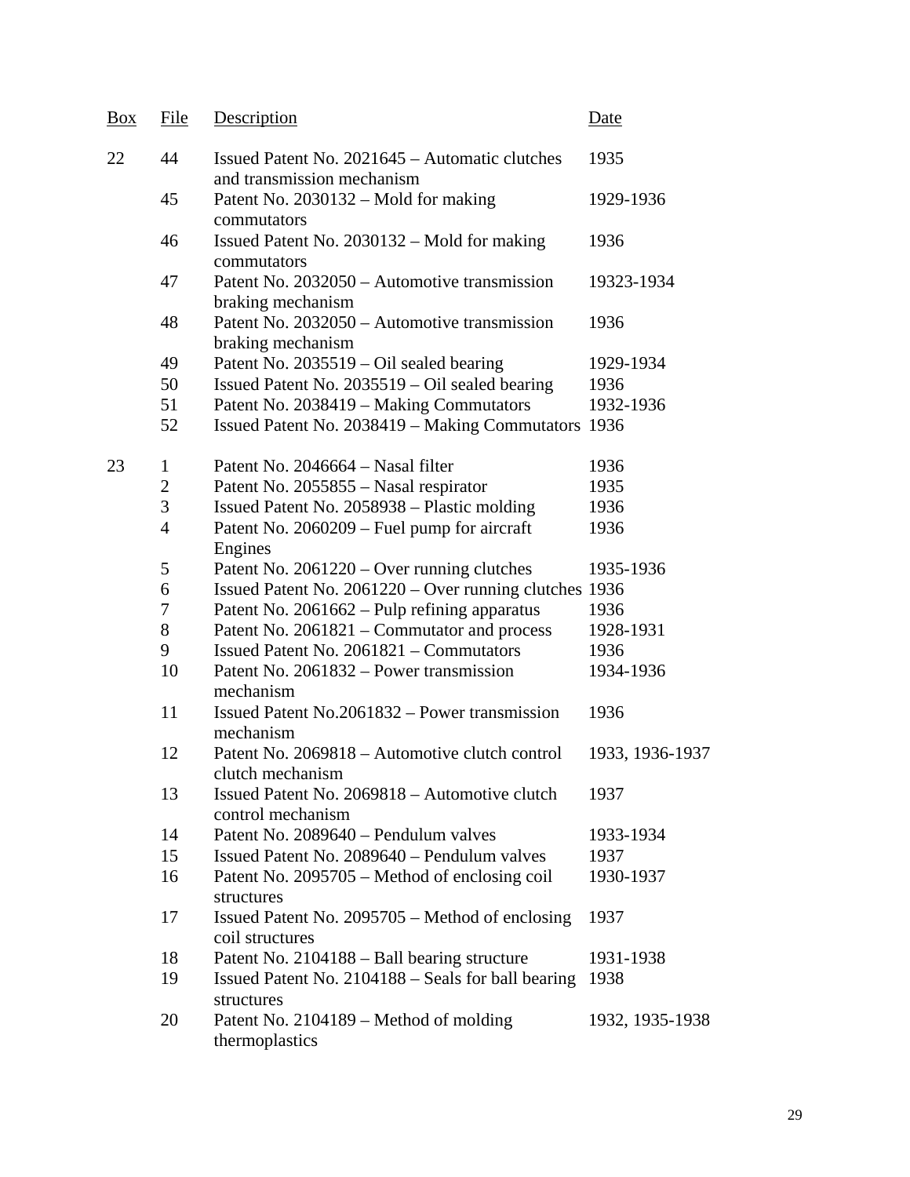| Box | File | Description | Date |
|---|---|---|---|
| 22 | 44 | Issued Patent No. 2021645 – Automatic clutches and transmission mechanism | 1935 |
| | 45 | Patent No. 2030132 – Mold for making commutators | 1929-1936 |
| | 46 | Issued Patent No. 2030132 – Mold for making commutators | 1936 |
| | 47 | Patent No. 2032050 – Automotive transmission braking mechanism | 19323-1934 |
| | 48 | Patent No. 2032050 – Automotive transmission braking mechanism | 1936 |
| | 49 | Patent No. 2035519 – Oil sealed bearing | 1929-1934 |
| | 50 | Issued Patent No. 2035519 – Oil sealed bearing | 1936 |
| | 51 | Patent No. 2038419 – Making Commutators | 1932-1936 |
| | 52 | Issued Patent No. 2038419 – Making Commutators | 1936 |
| 23 | 1 | Patent No. 2046664 – Nasal filter | 1936 |
| | 2 | Patent No. 2055855 – Nasal respirator | 1935 |
| | 3 | Issued Patent No. 2058938 – Plastic molding | 1936 |
| | 4 | Patent No. 2060209 – Fuel pump for aircraft Engines | 1936 |
| | 5 | Patent No. 2061220 – Over running clutches | 1935-1936 |
| | 6 | Issued Patent No. 2061220 – Over running clutches | 1936 |
| | 7 | Patent No. 2061662 – Pulp refining apparatus | 1936 |
| | 8 | Patent No. 2061821 – Commutator and process | 1928-1931 |
| | 9 | Issued Patent No. 2061821 – Commutators | 1936 |
| | 10 | Patent No. 2061832 – Power transmission mechanism | 1934-1936 |
| | 11 | Issued Patent No.2061832 – Power transmission mechanism | 1936 |
| | 12 | Patent No. 2069818 – Automotive clutch control clutch mechanism | 1933, 1936-1937 |
| | 13 | Issued Patent No. 2069818 – Automotive clutch control mechanism | 1937 |
| | 14 | Patent No. 2089640 – Pendulum valves | 1933-1934 |
| | 15 | Issued Patent No. 2089640 – Pendulum valves | 1937 |
| | 16 | Patent No. 2095705 – Method of enclosing coil structures | 1930-1937 |
| | 17 | Issued Patent No. 2095705 – Method of enclosing coil structures | 1937 |
| | 18 | Patent No. 2104188 – Ball bearing structure | 1931-1938 |
| | 19 | Issued Patent No. 2104188 – Seals for ball bearing structures | 1938 |
| | 20 | Patent No. 2104189 – Method of molding thermoplastics | 1932, 1935-1938 |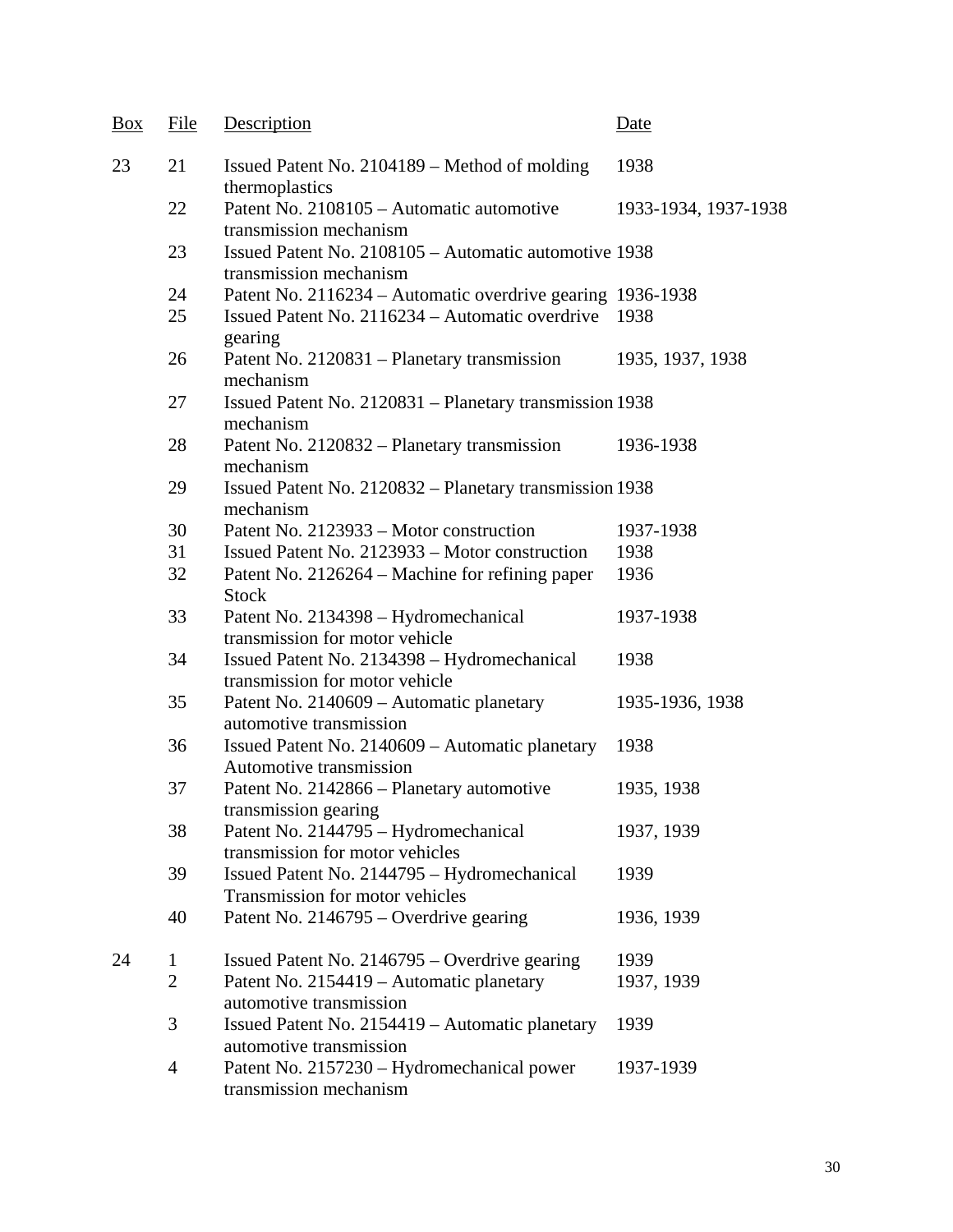| Box | File | Description | Date |
|---|---|---|---|
| 23 | 21 | Issued Patent No. 2104189 – Method of molding thermoplastics | 1938 |
| | 22 | Patent No. 2108105 – Automatic automotive transmission mechanism | 1933-1934, 1937-1938 |
| | 23 | Issued Patent No. 2108105 – Automatic automotive transmission mechanism | 1938 |
| | 24 | Patent No. 2116234 – Automatic overdrive gearing | 1936-1938 |
| | 25 | Issued Patent No. 2116234 – Automatic overdrive gearing | 1938 |
| | 26 | Patent No. 2120831 – Planetary transmission mechanism | 1935, 1937, 1938 |
| | 27 | Issued Patent No. 2120831 – Planetary transmission mechanism | 1938 |
| | 28 | Patent No. 2120832 – Planetary transmission mechanism | 1936-1938 |
| | 29 | Issued Patent No. 2120832 – Planetary transmission mechanism | 1938 |
| | 30 | Patent No. 2123933 – Motor construction | 1937-1938 |
| | 31 | Issued Patent No. 2123933 – Motor construction | 1938 |
| | 32 | Patent No. 2126264 – Machine for refining paper Stock | 1936 |
| | 33 | Patent No. 2134398 – Hydromechanical transmission for motor vehicle | 1937-1938 |
| | 34 | Issued Patent No. 2134398 – Hydromechanical transmission for motor vehicle | 1938 |
| | 35 | Patent No. 2140609 – Automatic planetary automotive transmission | 1935-1936, 1938 |
| | 36 | Issued Patent No. 2140609 – Automatic planetary Automotive transmission | 1938 |
| | 37 | Patent No. 2142866 – Planetary automotive transmission gearing | 1935, 1938 |
| | 38 | Patent No. 2144795 – Hydromechanical transmission for motor vehicles | 1937, 1939 |
| | 39 | Issued Patent No. 2144795 – Hydromechanical Transmission for motor vehicles | 1939 |
| | 40 | Patent No. 2146795 – Overdrive gearing | 1936, 1939 |
| 24 | 1 | Issued Patent No. 2146795 – Overdrive gearing | 1939 |
| | 2 | Patent No. 2154419 – Automatic planetary automotive transmission | 1937, 1939 |
| | 3 | Issued Patent No. 2154419 – Automatic planetary automotive transmission | 1939 |
| | 4 | Patent No. 2157230 – Hydromechanical power transmission mechanism | 1937-1939 |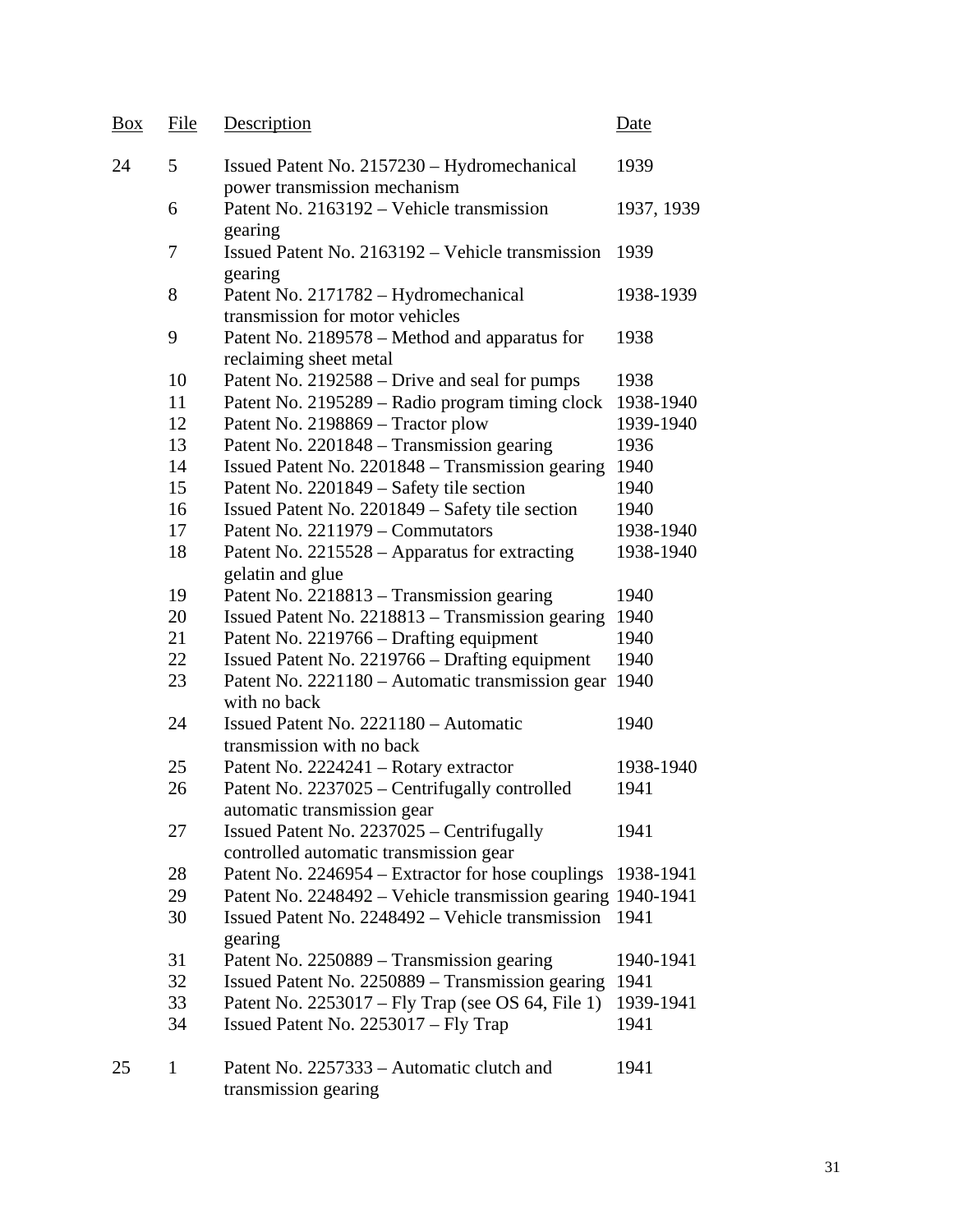| Box | File | Description | Date |
| --- | --- | --- | --- |
| 24 | 5 | Issued Patent No. 2157230 – Hydromechanical power transmission mechanism | 1939 |
| | 6 | Patent No. 2163192 – Vehicle transmission gearing | 1937, 1939 |
| | 7 | Issued Patent No. 2163192 – Vehicle transmission gearing | 1939 |
| | 8 | Patent No. 2171782 – Hydromechanical transmission for motor vehicles | 1938-1939 |
| | 9 | Patent No. 2189578 – Method and apparatus for reclaiming sheet metal | 1938 |
| | 10 | Patent No. 2192588 – Drive and seal for pumps | 1938 |
| | 11 | Patent No. 2195289 – Radio program timing clock | 1938-1940 |
| | 12 | Patent No. 2198869 – Tractor plow | 1939-1940 |
| | 13 | Patent No. 2201848 – Transmission gearing | 1936 |
| | 14 | Issued Patent No. 2201848 – Transmission gearing | 1940 |
| | 15 | Patent No. 2201849 – Safety tile section | 1940 |
| | 16 | Issued Patent No. 2201849 – Safety tile section | 1940 |
| | 17 | Patent No. 2211979 – Commutators | 1938-1940 |
| | 18 | Patent No. 2215528 – Apparatus for extracting gelatin and glue | 1938-1940 |
| | 19 | Patent No. 2218813 – Transmission gearing | 1940 |
| | 20 | Issued Patent No. 2218813 – Transmission gearing | 1940 |
| | 21 | Patent No. 2219766 – Drafting equipment | 1940 |
| | 22 | Issued Patent No. 2219766 – Drafting equipment | 1940 |
| | 23 | Patent No. 2221180 – Automatic transmission gear with no back | 1940 |
| | 24 | Issued Patent No. 2221180 – Automatic transmission with no back | 1940 |
| | 25 | Patent No. 2224241 – Rotary extractor | 1938-1940 |
| | 26 | Patent No. 2237025 – Centrifugally controlled automatic transmission gear | 1941 |
| | 27 | Issued Patent No. 2237025 – Centrifugally controlled automatic transmission gear | 1941 |
| | 28 | Patent No. 2246954 – Extractor for hose couplings | 1938-1941 |
| | 29 | Patent No. 2248492 – Vehicle transmission gearing | 1940-1941 |
| | 30 | Issued Patent No. 2248492 – Vehicle transmission gearing | 1941 |
| | 31 | Patent No. 2250889 – Transmission gearing | 1940-1941 |
| | 32 | Issued Patent No. 2250889 – Transmission gearing | 1941 |
| | 33 | Patent No. 2253017 – Fly Trap (see OS 64, File 1) | 1939-1941 |
| | 34 | Issued Patent No. 2253017 – Fly Trap | 1941 |
| 25 | 1 | Patent No. 2257333 – Automatic clutch and transmission gearing | 1941 |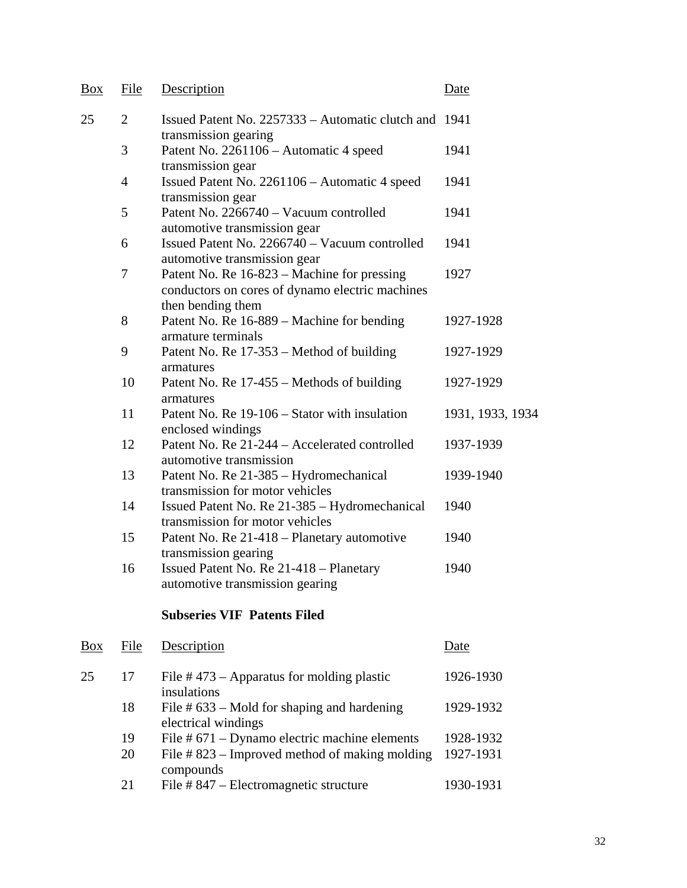| Box | File | Description | Date |
|---|---|---|---|
| 25 | 2 | Issued Patent No. 2257333 – Automatic clutch and transmission gearing | 1941 |
| | 3 | Patent No. 2261106 – Automatic 4 speed transmission gear | 1941 |
| | 4 | Issued Patent No. 2261106 – Automatic 4 speed transmission gear | 1941 |
| | 5 | Patent No. 2266740 – Vacuum controlled automotive transmission gear | 1941 |
| | 6 | Issued Patent No. 2266740 – Vacuum controlled automotive transmission gear | 1941 |
| | 7 | Patent No. Re 16-823 – Machine for pressing conductors on cores of dynamo electric machines then bending them | 1927 |
| | 8 | Patent No. Re 16-889 – Machine for bending armature terminals | 1927-1928 |
| | 9 | Patent No. Re 17-353 – Method of building armatures | 1927-1929 |
| | 10 | Patent No. Re 17-455 – Methods of building armatures | 1927-1929 |
| | 11 | Patent No. Re 19-106 – Stator with insulation enclosed windings | 1931, 1933, 1934 |
| | 12 | Patent No. Re 21-244 – Accelerated controlled automotive transmission | 1937-1939 |
| | 13 | Patent No. Re 21-385 – Hydromechanical transmission for motor vehicles | 1939-1940 |
| | 14 | Issued Patent No. Re 21-385 – Hydromechanical transmission for motor vehicles | 1940 |
| | 15 | Patent No. Re 21-418 – Planetary automotive transmission gearing | 1940 |
| | 16 | Issued Patent No. Re 21-418 – Planetary automotive transmission gearing | 1940 |

**Subseries VIF Patents Filed**

| Box | File | Description | Date |
|---|---|---|---|
| 25 | 17 | File # 473 – Apparatus for molding plastic insulations | 1926-1930 |
| | 18 | File # 633 – Mold for shaping and hardening electrical windings | 1929-1932 |
| | 19 | File # 671 – Dynamo electric machine elements | 1928-1932 |
| | 20 | File # 823 – Improved method of making molding compounds | 1927-1931 |
| | 21 | File # 847 – Electromagnetic structure | 1930-1931 |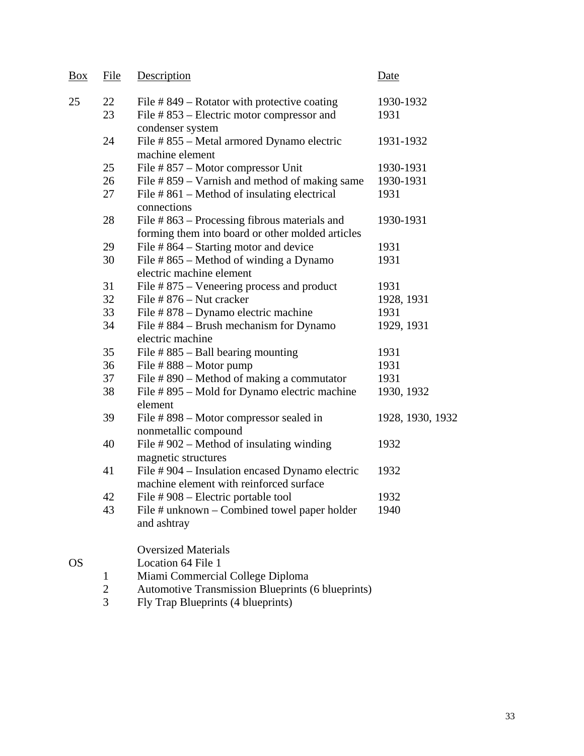| Box | File | Description | Date |
| --- | --- | --- | --- |
| 25 | 22 | File # 849 – Rotator with protective coating | 1930-1932 |
| | 23 | File # 853 – Electric motor compressor and condenser system | 1931 |
| | 24 | File # 855 – Metal armored Dynamo electric machine element | 1931-1932 |
| | 25 | File # 857 – Motor compressor Unit | 1930-1931 |
| | 26 | File # 859 – Varnish and method of making same | 1930-1931 |
| | 27 | File # 861 – Method of insulating electrical connections | 1931 |
| | 28 | File # 863 – Processing fibrous materials and forming them into board or other molded articles | 1930-1931 |
| | 29 | File # 864 – Starting motor and device | 1931 |
| | 30 | File # 865 – Method of winding a Dynamo electric machine element | 1931 |
| | 31 | File # 875 – Veneering process and product | 1931 |
| | 32 | File # 876 – Nut cracker | 1928, 1931 |
| | 33 | File # 878 – Dynamo electric machine | 1931 |
| | 34 | File # 884 – Brush mechanism for Dynamo electric machine | 1929, 1931 |
| | 35 | File # 885 – Ball bearing mounting | 1931 |
| | 36 | File # 888 – Motor pump | 1931 |
| | 37 | File # 890 – Method of making a commutator | 1931 |
| | 38 | File # 895 – Mold for Dynamo electric machine element | 1930, 1932 |
| | 39 | File # 898 – Motor compressor sealed in nonmetallic compound | 1928, 1930, 1932 |
| | 40 | File # 902 – Method of insulating winding magnetic structures | 1932 |
| | 41 | File # 904 – Insulation encased Dynamo electric machine element with reinforced surface | 1932 |
| | 42 | File # 908 – Electric portable tool | 1932 |
| | 43 | File # unknown – Combined towel paper holder and ashtray | 1940 |
| | | Oversized Materials | |
| OS | | Location 64 File 1 | |
| | 1 | Miami Commercial College Diploma | |
| | 2 | Automotive Transmission Blueprints (6 blueprints) | |
| | 3 | Fly Trap Blueprints (4 blueprints) | |